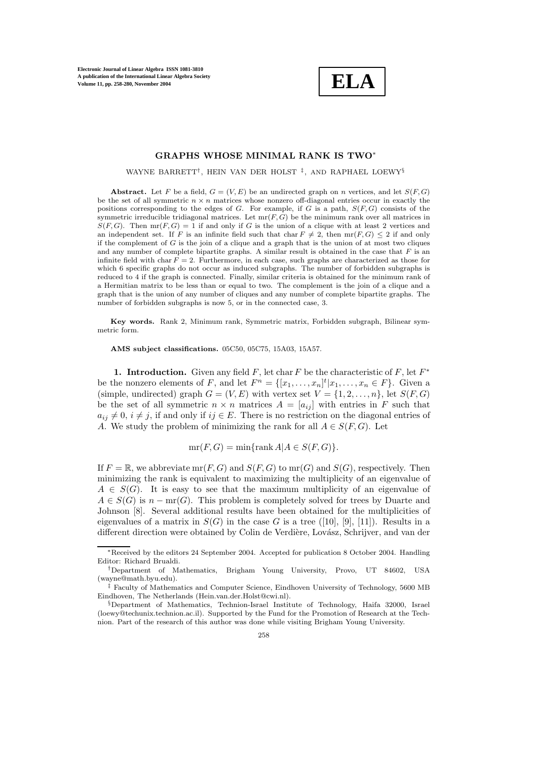# GRAPHS WHOSE MINIMAL RANK IS TWO*

WAYNE BARRETT†, HEIN VAN DER HOLST ‡, AND RAPHAEL LOEWY§

**Abstract.** Let $F$ be a field, $G = (V, E)$ be an undirected graph on $n$ vertices, and let $S(F, G)$ be the set of all symmetric $n \times n$ matrices whose nonzero off-diagonal entries occur in exactly the positions corresponding to the edges of $G$. For example, if $G$ is a path, $S(F, G)$ consists of the symmetric irreducible tridiagonal matrices. Let $\mathrm{mr}(F, G)$ be the minimum rank over all matrices in $S(F, G)$. Then $\mathrm{mr}(F, G) = 1$ if and only if $G$ is the union of a clique with at least 2 vertices and an independent set. If $F$ is an infinite field such that $\mathrm{char}\, F \neq 2$, then $\mathrm{mr}(F, G) \leq 2$ if and only if the complement of $G$ is the join of a clique and a graph that is the union of at most two cliques and any number of complete bipartite graphs. A similar result is obtained in the case that $F$ is an infinite field with $\mathrm{char}\, F = 2$. Furthermore, in each case, such graphs are characterized as those for which 6 specific graphs do not occur as induced subgraphs. The number of forbidden subgraphs is reduced to 4 if the graph is connected. Finally, similar criteria is obtained for the minimum rank of a Hermitian matrix to be less than or equal to two. The complement is the join of a clique and a graph that is the union of any number of cliques and any number of complete bipartite graphs. The number of forbidden subgraphs is now 5, or in the connected case, 3.

**Key words.** Rank 2, Minimum rank, Symmetric matrix, Forbidden subgraph, Bilinear symmetric form.

**AMS subject classifications.** 05C50, 05C75, 15A03, 15A57.

**1. Introduction.** Given any field $F$, let $\mathrm{char}\, F$ be the characteristic of $F$, let $F^*$ be the nonzero elements of $F$, and let $F^n = \{[x_1, \ldots, x_n]^t | x_1, \ldots, x_n \in F\}$. Given a (simple, undirected) graph $G = (V, E)$ with vertex set $V = \{1, 2, \ldots, n\}$, let $S(F, G)$ be the set of all symmetric $n \times n$ matrices $A = [a_{ij}]$ with entries in $F$ such that $a_{ij} \neq 0$, $i \neq j$, if and only if $ij \in E$. There is no restriction on the diagonal entries of $A$. We study the problem of minimizing the rank for all $A \in S(F, G)$. Let

$$\mathrm{mr}(F, G) = \min\{\mathrm{rank}\, A | A \in S(F, G)\}.$$

If $F = \mathbb{R}$, we abbreviate $\mathrm{mr}(F, G)$ and $S(F, G)$ to $\mathrm{mr}(G)$ and $S(G)$, respectively. Then minimizing the rank is equivalent to maximizing the multiplicity of an eigenvalue of $A \in S(G)$. It is easy to see that the maximum multiplicity of an eigenvalue of $A \in S(G)$ is $n - \mathrm{mr}(G)$. This problem is completely solved for trees by Duarte and Johnson [8]. Several additional results have been obtained for the multiplicities of eigenvalues of a matrix in $S(G)$ in the case $G$ is a tree ([10], [9], [11]). Results in a different direction were obtained by Colin de Verdière, Lovász, Schrijver, and van der

---

*Received by the editors 24 September 2004. Accepted for publication 8 October 2004. Handling Editor: Richard Brualdi.

†Department of Mathematics, Brigham Young University, Provo, UT 84602, USA (wayne@math.byu.edu).

‡ Faculty of Mathematics and Computer Science, Eindhoven University of Technology, 5600 MB Eindhoven, The Netherlands (Hein.van.der.Holst@cwi.nl).

§Department of Mathematics, Technion-Israel Institute of Technology, Haifa 32000, Israel (loewy@techunix.technion.ac.il). Supported by the Fund for the Promotion of Research at the Technion. Part of the research of this author was done while visiting Brigham Young University.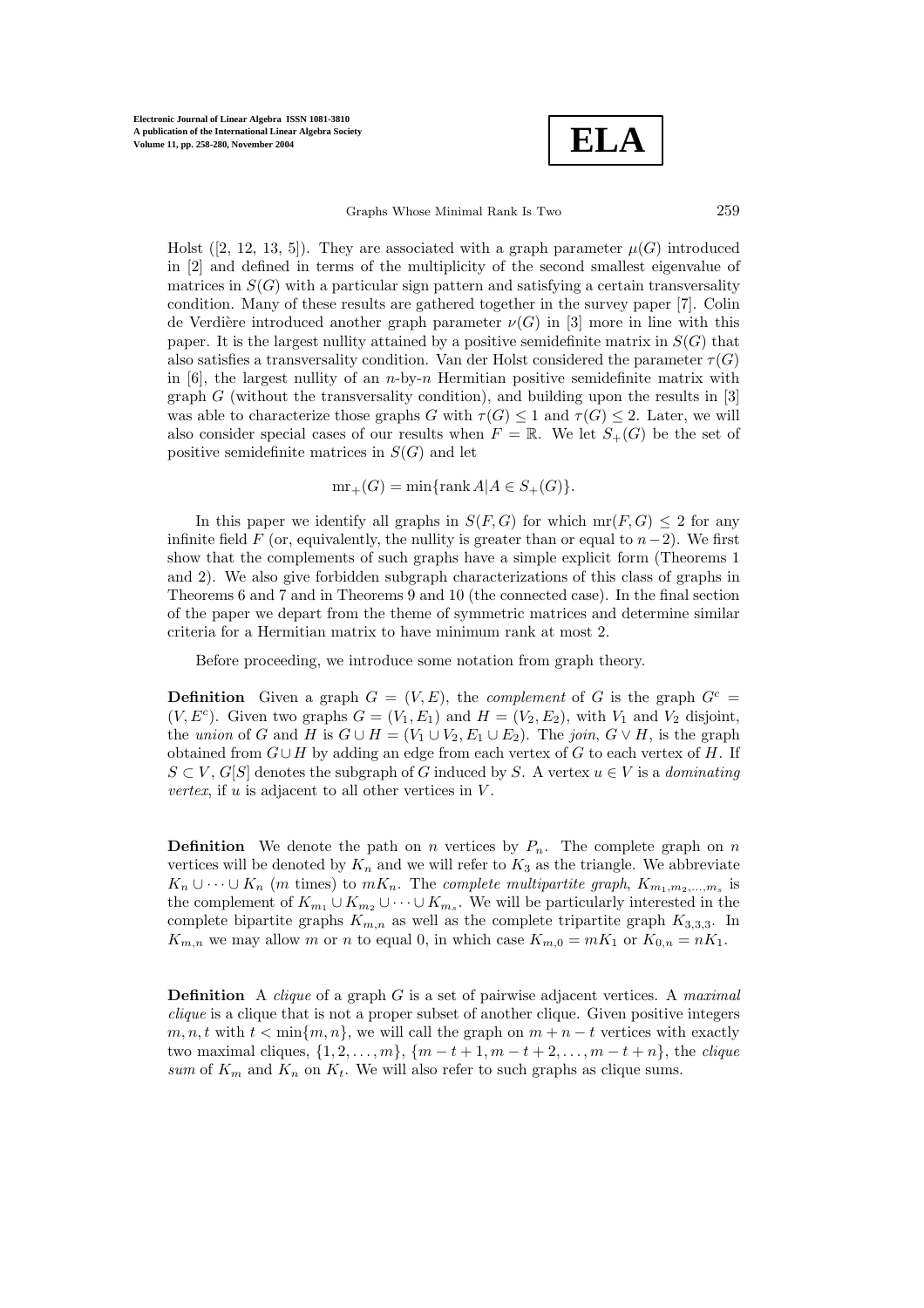Holst ([2, 12, 13, 5]). They are associated with a graph parameter $\mu(G)$ introduced in [2] and defined in terms of the multiplicity of the second smallest eigenvalue of matrices in $S(G)$ with a particular sign pattern and satisfying a certain transversality condition. Many of these results are gathered together in the survey paper [7]. Colin de Verdière introduced another graph parameter $\nu(G)$ in [3] more in line with this paper. It is the largest nullity attained by a positive semidefinite matrix in $S(G)$ that also satisfies a transversality condition. Van der Holst considered the parameter $\tau(G)$ in [6], the largest nullity of an $n$-by-$n$ Hermitian positive semidefinite matrix with graph $G$ (without the transversality condition), and building upon the results in [3] was able to characterize those graphs $G$ with $\tau(G) \leq 1$ and $\tau(G) \leq 2$. Later, we will also consider special cases of our results when $F = \mathbb{R}$. We let $S_+(G)$ be the set of positive semidefinite matrices in $S(G)$ and let

$$\mathrm{mr}_+(G) = \min\{\operatorname{rank} A | A \in S_+(G)\}.$$

In this paper we identify all graphs in $S(F, G)$ for which $\mathrm{mr}(F, G) \leq 2$ for any infinite field $F$ (or, equivalently, the nullity is greater than or equal to $n-2$). We first show that the complements of such graphs have a simple explicit form (Theorems 1 and 2). We also give forbidden subgraph characterizations of this class of graphs in Theorems 6 and 7 and in Theorems 9 and 10 (the connected case). In the final section of the paper we depart from the theme of symmetric matrices and determine similar criteria for a Hermitian matrix to have minimum rank at most 2.

Before proceeding, we introduce some notation from graph theory.

**Definition** Given a graph $G = (V, E)$, the *complement* of $G$ is the graph $G^c = (V, E^c)$. Given two graphs $G = (V_1, E_1)$ and $H = (V_2, E_2)$, with $V_1$ and $V_2$ disjoint, the *union* of $G$ and $H$ is $G \cup H = (V_1 \cup V_2, E_1 \cup E_2)$. The *join*, $G \vee H$, is the graph obtained from $G \cup H$ by adding an edge from each vertex of $G$ to each vertex of $H$. If $S \subset V$, $G[S]$ denotes the subgraph of $G$ induced by $S$. A vertex $u \in V$ is a *dominating vertex*, if $u$ is adjacent to all other vertices in $V$.

**Definition** We denote the path on $n$ vertices by $P_n$. The complete graph on $n$ vertices will be denoted by $K_n$ and we will refer to $K_3$ as the triangle. We abbreviate $K_n \cup \cdots \cup K_n$ ($m$ times) to $mK_n$. The *complete multipartite graph*, $K_{m_1,m_2,\ldots,m_s}$ is the complement of $K_{m_1} \cup K_{m_2} \cup \cdots \cup K_{m_s}$. We will be particularly interested in the complete bipartite graphs $K_{m,n}$ as well as the complete tripartite graph $K_{3,3,3}$. In $K_{m,n}$ we may allow $m$ or $n$ to equal 0, in which case $K_{m,0} = mK_1$ or $K_{0,n} = nK_1$.

**Definition** A *clique* of a graph $G$ is a set of pairwise adjacent vertices. A *maximal clique* is a clique that is not a proper subset of another clique. Given positive integers $m, n, t$ with $t < \min\{m, n\}$, we will call the graph on $m + n - t$ vertices with exactly two maximal cliques, $\{1, 2, \ldots, m\}$, $\{m - t + 1, m - t + 2, \ldots, m - t + n\}$, the *clique sum* of $K_m$ and $K_n$ on $K_t$. We will also refer to such graphs as clique sums.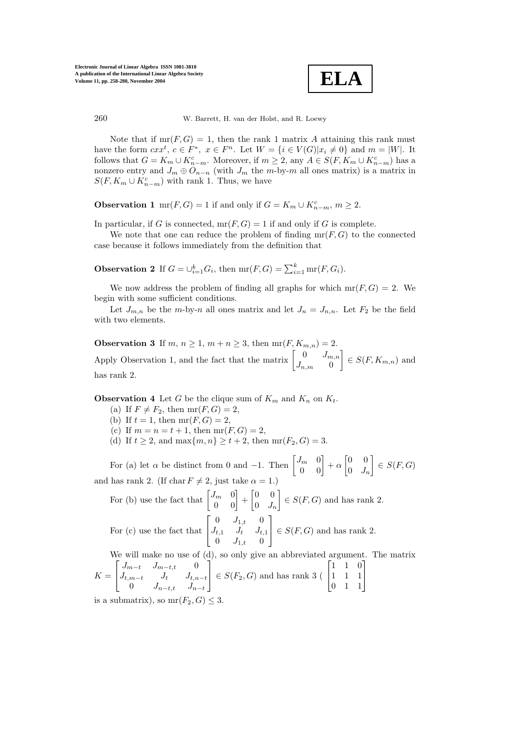Note that if $\text{mr}(F, G) = 1$, then the rank 1 matrix $A$ attaining this rank must have the form $cxx^t$, $c \in F^*$, $x \in F^n$. Let $W = \{i \in V(G) | x_i \neq 0\}$ and $m = |W|$. It follows that $G = K_m \cup K_{n-m}^c$. Moreover, if $m \geq 2$, any $A \in S(F, K_m \cup K_{n-m}^c)$ has a nonzero entry and $J_m \oplus O_{n-m}$ (with $J_m$ the $m$-by-$m$ all ones matrix) is a matrix in $S(F, K_m \cup K_{n-m}^c)$ with rank 1. Thus, we have

**Observation 1** $\text{mr}(F, G) = 1$ if and only if $G = K_m \cup K_{n-m}^c$, $m \geq 2$.

In particular, if $G$ is connected, $\text{mr}(F, G) = 1$ if and only if $G$ is complete.

We note that one can reduce the problem of finding $\text{mr}(F, G)$ to the connected case because it follows immediately from the definition that

**Observation 2** If $G = \cup_{i=1}^k G_i$, then $\text{mr}(F, G) = \sum_{i=1}^k \text{mr}(F, G_i)$.

We now address the problem of finding all graphs for which $\text{mr}(F, G) = 2$. We begin with some sufficient conditions.

Let $J_{m,n}$ be the $m$-by-$n$ all ones matrix and let $J_n = J_{n,n}$. Let $F_2$ be the field with two elements.

**Observation 3** If $m, n \geq 1$, $m + n \geq 3$, then $\text{mr}(F, K_{m,n}) = 2$.

Apply Observation 1, and the fact that the matrix $\begin{bmatrix} 0 & J_{m,n} \\ J_{n,m} & 0 \end{bmatrix} \in S(F, K_{m,n})$ and has rank 2.

**Observation 4** Let $G$ be the clique sum of $K_m$ and $K_n$ on $K_t$.

(a) If $F \neq F_2$, then $\text{mr}(F, G) = 2$,

(b) If $t = 1$, then $\text{mr}(F, G) = 2$,

(c) If $m = n = t + 1$, then $\text{mr}(F, G) = 2$,

(d) If $t \geq 2$, and $\max\{m, n\} \geq t + 2$, then $\text{mr}(F_2, G) = 3$.

For (a) let $\alpha$ be distinct from 0 and $-1$. Then $\begin{bmatrix} J_m & 0 \\ 0 & 0 \end{bmatrix} + \alpha \begin{bmatrix} 0 & 0 \\ 0 & J_n \end{bmatrix} \in S(F, G)$ and has rank 2. (If $\text{char}\, F \neq 2$, just take $\alpha = 1$.)

For (b) use the fact that $\begin{bmatrix} J_m & 0 \\ 0 & 0 \end{bmatrix} + \begin{bmatrix} 0 & 0 \\ 0 & J_n \end{bmatrix} \in S(F, G)$ and has rank 2.

For (c) use the fact that $\begin{bmatrix} 0 & J_{1,t} & 0 \\ J_{t,1} & J_t & J_{t,1} \\ 0 & J_{1,t} & 0 \end{bmatrix} \in S(F, G)$ and has rank 2.

We will make no use of (d), so only give an abbreviated argument. The matrix $K = \begin{bmatrix} J_{m-t} & J_{m-t,t} & 0 \\ J_{t,m-t} & J_t & J_{t,n-t} \\ 0 & J_{n-t,t} & J_{n-t} \end{bmatrix} \in S(F_2, G)$ and has rank 3 ( $\begin{bmatrix} 1 & 1 & 0 \\ 1 & 1 & 1 \\ 0 & 1 & 1 \end{bmatrix}$ is a submatrix), so $\text{mr}(F_2, G) \leq 3$.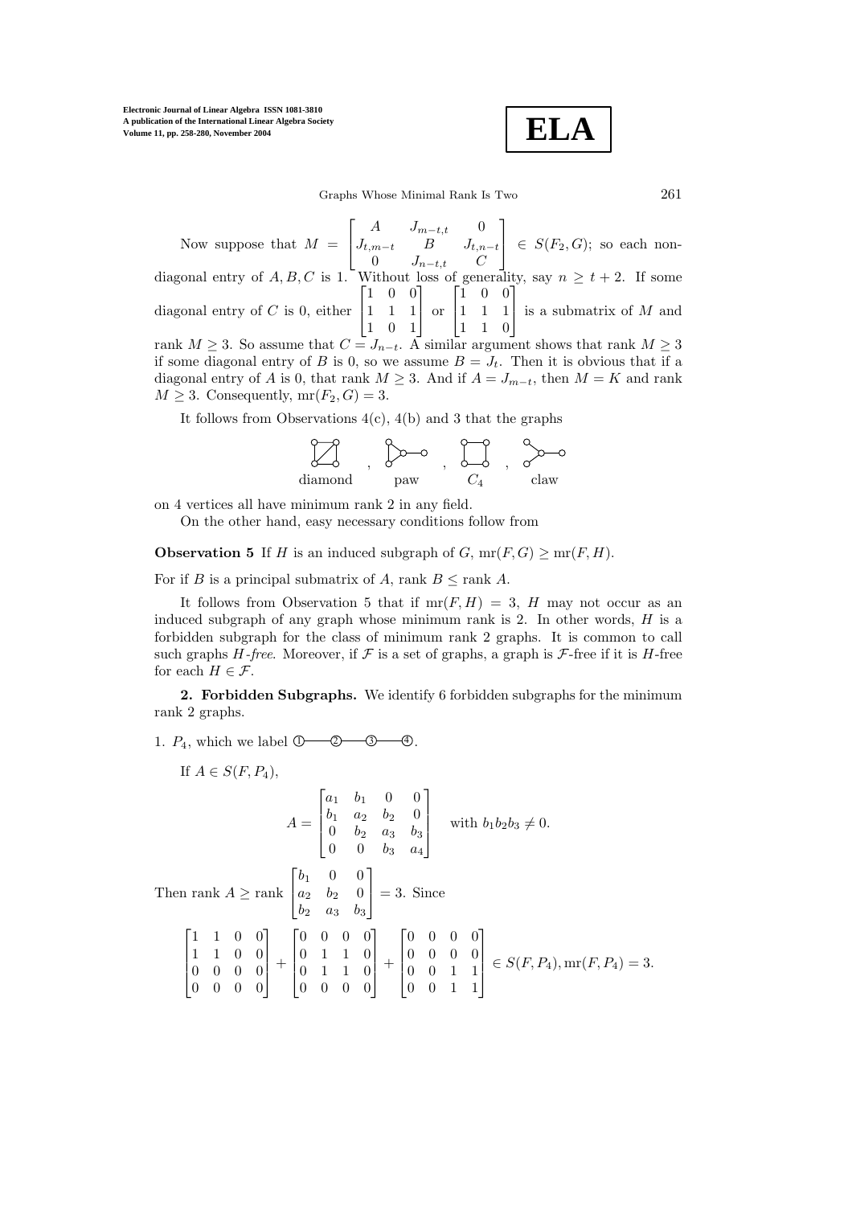Now suppose that $M = \begin{bmatrix} A & J_{m-t,t} & 0 \\ J_{t,m-t} & B & J_{t,n-t} \\ 0 & J_{n-t,t} & C \end{bmatrix} \in S(F_2, G)$; so each non-diagonal entry of $A, B, C$ is 1. Without loss of generality, say $n \geq t+2$. If some diagonal entry of $C$ is 0, either $\begin{bmatrix} 1 & 0 & 0 \\ 1 & 1 & 1 \\ 1 & 0 & 1 \end{bmatrix}$ or $\begin{bmatrix} 1 & 0 & 0 \\ 1 & 1 & 1 \\ 1 & 1 & 0 \end{bmatrix}$ is a submatrix of $M$ and rank $M \geq 3$. So assume that $C = J_{n-t}$. A similar argument shows that rank $M \geq 3$ if some diagonal entry of $B$ is 0, so we assume $B = J_t$. Then it is obvious that if a diagonal entry of $A$ is 0, that rank $M \geq 3$. And if $A = J_{m-t}$, then $M = K$ and rank $M \geq 3$. Consequently, $\mathrm{mr}(F_2, G) = 3$.

It follows from Observations 4(c), 4(b) and 3 that the graphs

diamond, paw, $C_4$, claw

on 4 vertices all have minimum rank 2 in any field.

On the other hand, easy necessary conditions follow from

**Observation 5** If $H$ is an induced subgraph of $G$, $\mathrm{mr}(F, G) \geq \mathrm{mr}(F, H)$.

For if $B$ is a principal submatrix of $A$, rank $B \leq$ rank $A$.

It follows from Observation 5 that if $\mathrm{mr}(F, H) = 3$, $H$ may not occur as an induced subgraph of any graph whose minimum rank is 2. In other words, $H$ is a forbidden subgraph for the class of minimum rank 2 graphs. It is common to call such graphs $H$*-free*. Moreover, if $\mathcal{F}$ is a set of graphs, a graph is $\mathcal{F}$-free if it is $H$-free for each $H \in \mathcal{F}$.

**2. Forbidden Subgraphs.** We identify 6 forbidden subgraphs for the minimum rank 2 graphs.

1. $P_4$, which we label ①—②—③—④.

If $A \in S(F, P_4)$,

$$A = \begin{bmatrix} a_1 & b_1 & 0 & 0 \\ b_1 & a_2 & b_2 & 0 \\ 0 & b_2 & a_3 & b_3 \\ 0 & 0 & b_3 & a_4 \end{bmatrix} \quad \text{with } b_1 b_2 b_3 \neq 0.$$

Then rank $A \geq$ rank $\begin{bmatrix} b_1 & 0 & 0 \\ a_2 & b_2 & 0 \\ b_2 & a_3 & b_3 \end{bmatrix} = 3$. Since

$$\begin{bmatrix} 1 & 1 & 0 & 0 \\ 1 & 1 & 0 & 0 \\ 0 & 0 & 0 & 0 \\ 0 & 0 & 0 & 0 \end{bmatrix} + \begin{bmatrix} 0 & 0 & 0 & 0 \\ 0 & 1 & 1 & 0 \\ 0 & 1 & 1 & 0 \\ 0 & 0 & 0 & 0 \end{bmatrix} + \begin{bmatrix} 0 & 0 & 0 & 0 \\ 0 & 0 & 0 & 0 \\ 0 & 0 & 1 & 1 \\ 0 & 0 & 1 & 1 \end{bmatrix} \in S(F, P_4), \mathrm{mr}(F, P_4) = 3.$$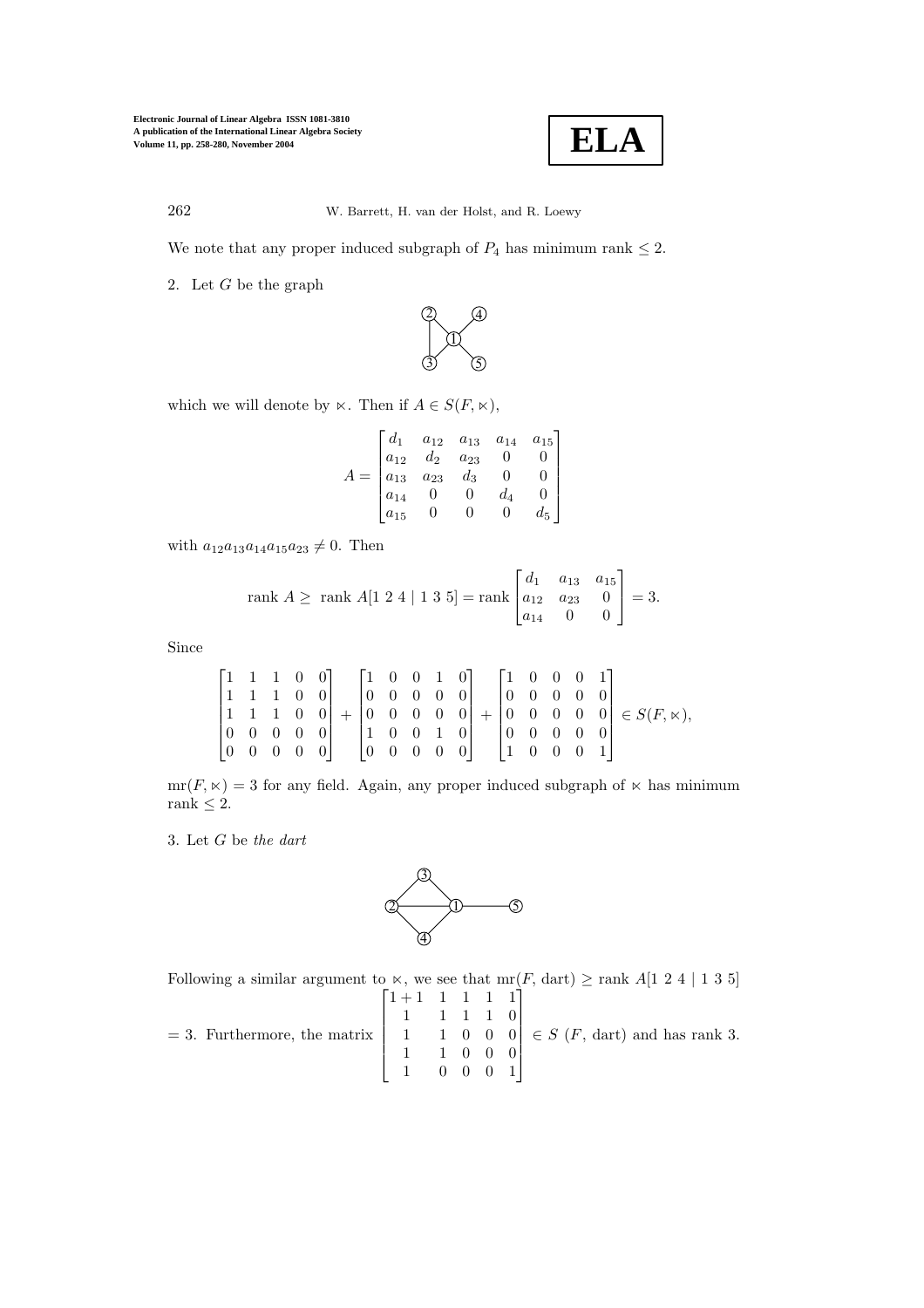We note that any proper induced subgraph of $P_4$ has minimum rank $\leq 2$.

2. Let $G$ be the graph

which we will denote by $\ltimes$. Then if $A \in S(F, \ltimes)$,

$$A = \begin{bmatrix} d_1 & a_{12} & a_{13} & a_{14} & a_{15} \\ a_{12} & d_2 & a_{23} & 0 & 0 \\ a_{13} & a_{23} & d_3 & 0 & 0 \\ a_{14} & 0 & 0 & d_4 & 0 \\ a_{15} & 0 & 0 & 0 & d_5 \end{bmatrix}$$

with $a_{12}a_{13}a_{14}a_{15}a_{23} \neq 0$. Then

$$\text{rank } A \geq \text{ rank } A[1\ 2\ 4 \mid 1\ 3\ 5] = \text{rank} \begin{bmatrix} d_1 & a_{13} & a_{15} \\ a_{12} & a_{23} & 0 \\ a_{14} & 0 & 0 \end{bmatrix} = 3.$$

Since

$$\begin{bmatrix} 1 & 1 & 1 & 0 & 0 \\ 1 & 1 & 1 & 0 & 0 \\ 1 & 1 & 1 & 0 & 0 \\ 0 & 0 & 0 & 0 & 0 \\ 0 & 0 & 0 & 0 & 0 \end{bmatrix} + \begin{bmatrix} 1 & 0 & 0 & 1 & 0 \\ 0 & 0 & 0 & 0 & 0 \\ 0 & 0 & 0 & 0 & 0 \\ 1 & 0 & 0 & 1 & 0 \\ 0 & 0 & 0 & 0 & 0 \end{bmatrix} + \begin{bmatrix} 1 & 0 & 0 & 0 & 1 \\ 0 & 0 & 0 & 0 & 0 \\ 0 & 0 & 0 & 0 & 0 \\ 0 & 0 & 0 & 0 & 0 \\ 1 & 0 & 0 & 0 & 1 \end{bmatrix} \in S(F, \ltimes),$$

$\text{mr}(F, \ltimes) = 3$ for any field. Again, any proper induced subgraph of $\ltimes$ has minimum rank $\leq 2$.

3. Let $G$ be *the dart*

Following a similar argument to $\ltimes$, we see that $\text{mr}(F, \text{dart}) \geq \text{rank } A[1\ 2\ 4 \mid 1\ 3\ 5]$ $= 3$. Furthermore, the matrix $\begin{bmatrix} 1+1 & 1 & 1 & 1 & 1 \\ 1 & 1 & 1 & 1 & 0 \\ 1 & 1 & 0 & 0 & 0 \\ 1 & 1 & 0 & 0 & 0 \\ 1 & 0 & 0 & 0 & 1 \end{bmatrix} \in S\ (F, \text{dart})$ and has rank 3.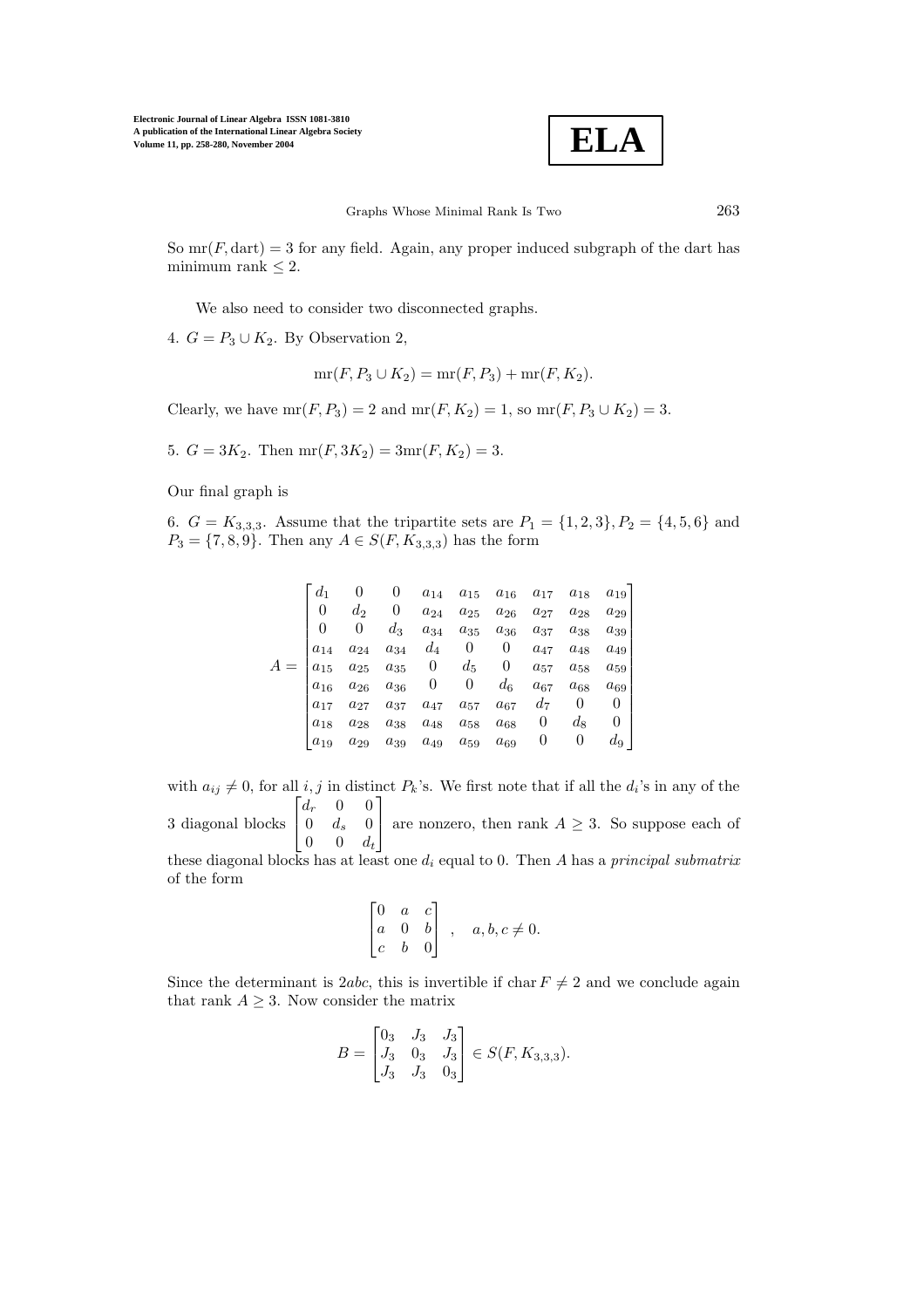So $\mathrm{mr}(F, \mathrm{dart}) = 3$ for any field. Again, any proper induced subgraph of the dart has minimum rank $\leq 2$.

We also need to consider two disconnected graphs.

4. $G = P_3 \cup K_2$. By Observation 2,

$$\mathrm{mr}(F, P_3 \cup K_2) = \mathrm{mr}(F, P_3) + \mathrm{mr}(F, K_2).$$

Clearly, we have $\mathrm{mr}(F, P_3) = 2$ and $\mathrm{mr}(F, K_2) = 1$, so $\mathrm{mr}(F, P_3 \cup K_2) = 3$.

5. $G = 3K_2$. Then $\mathrm{mr}(F, 3K_2) = 3\mathrm{mr}(F, K_2) = 3$.

Our final graph is

6. $G = K_{3,3,3}$. Assume that the tripartite sets are $P_1 = \{1, 2, 3\}, P_2 = \{4, 5, 6\}$ and $P_3 = \{7, 8, 9\}$. Then any $A \in S(F, K_{3,3,3})$ has the form

$$A = \begin{bmatrix} d_1 & 0 & 0 & a_{14} & a_{15} & a_{16} & a_{17} & a_{18} & a_{19} \\ 0 & d_2 & 0 & a_{24} & a_{25} & a_{26} & a_{27} & a_{28} & a_{29} \\ 0 & 0 & d_3 & a_{34} & a_{35} & a_{36} & a_{37} & a_{38} & a_{39} \\ a_{14} & a_{24} & a_{34} & d_4 & 0 & 0 & a_{47} & a_{48} & a_{49} \\ a_{15} & a_{25} & a_{35} & 0 & d_5 & 0 & a_{57} & a_{58} & a_{59} \\ a_{16} & a_{26} & a_{36} & 0 & 0 & d_6 & a_{67} & a_{68} & a_{69} \\ a_{17} & a_{27} & a_{37} & a_{47} & a_{57} & a_{67} & d_7 & 0 & 0 \\ a_{18} & a_{28} & a_{38} & a_{48} & a_{58} & a_{68} & 0 & d_8 & 0 \\ a_{19} & a_{29} & a_{39} & a_{49} & a_{59} & a_{69} & 0 & 0 & d_9 \end{bmatrix}$$

with $a_{ij} \neq 0$, for all $i, j$ in distinct $P_k$'s. We first note that if all the $d_i$'s in any of the 3 diagonal blocks $\begin{bmatrix} d_r & 0 & 0 \\ 0 & d_s & 0 \\ 0 & 0 & d_t \end{bmatrix}$ are nonzero, then rank $A \geq 3$. So suppose each of these diagonal blocks has at least one $d_i$ equal to 0. Then $A$ has a *principal submatrix* of the form

$$\begin{bmatrix} 0 & a & c \\ a & 0 & b \\ c & b & 0 \end{bmatrix}, \quad a, b, c \neq 0.$$

Since the determinant is $2abc$, this is invertible if $\mathrm{char}\, F \neq 2$ and we conclude again that rank $A \geq 3$. Now consider the matrix

$$B = \begin{bmatrix} 0_3 & J_3 & J_3 \\ J_3 & 0_3 & J_3 \\ J_3 & J_3 & 0_3 \end{bmatrix} \in S(F, K_{3,3,3}).$$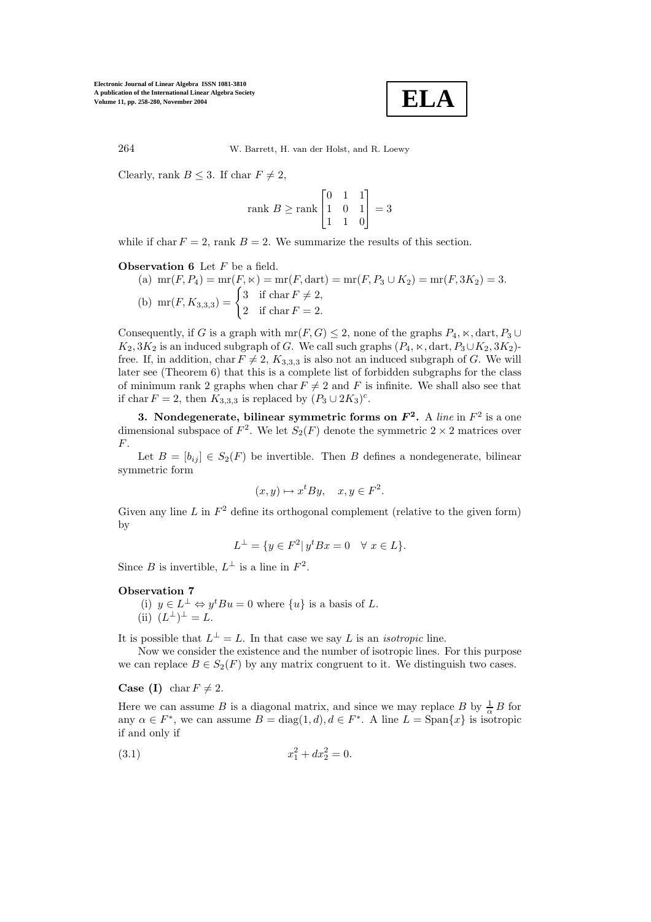Clearly, rank $B \leq 3$. If char $F \neq 2$,

$$\text{rank } B \geq \text{rank} \begin{bmatrix} 0 & 1 & 1 \\ 1 & 0 & 1 \\ 1 & 1 & 0 \end{bmatrix} = 3$$

while if char $F = 2$, rank $B = 2$. We summarize the results of this section.

**Observation 6** Let $F$ be a field.

(a) $\text{mr}(F, P_4) = \text{mr}(F, \ltimes) = \text{mr}(F, \text{dart}) = \text{mr}(F, P_3 \cup K_2) = \text{mr}(F, 3K_2) = 3$.

(b) $\text{mr}(F, K_{3,3,3}) = \begin{cases} 3 & \text{if char } F \neq 2, \\ 2 & \text{if char } F = 2. \end{cases}$

Consequently, if $G$ is a graph with $\text{mr}(F, G) \leq 2$, none of the graphs $P_4, \ltimes, \text{dart}, P_3 \cup K_2, 3K_2$ is an induced subgraph of $G$. We call such graphs $(P_4, \ltimes, \text{dart}, P_3 \cup K_2, 3K_2)$-free. If, in addition, char $F \neq 2$, $K_{3,3,3}$ is also not an induced subgraph of $G$. We will later see (Theorem 6) that this is a complete list of forbidden subgraphs for the class of minimum rank 2 graphs when char $F \neq 2$ and $F$ is infinite. We shall also see that if char $F = 2$, then $K_{3,3,3}$ is replaced by $(P_3 \cup 2K_3)^c$.

**3. Nondegenerate, bilinear symmetric forms on $F^2$.** A *line* in $F^2$ is a one dimensional subspace of $F^2$. We let $S_2(F)$ denote the symmetric $2 \times 2$ matrices over $F$.

Let $B = [b_{ij}] \in S_2(F)$ be invertible. Then $B$ defines a nondegenerate, bilinear symmetric form

$$(x, y) \mapsto x^t By, \quad x, y \in F^2.$$

Given any line $L$ in $F^2$ define its orthogonal complement (relative to the given form) by

$$L^\perp = \{y \in F^2 | \, y^t Bx = 0 \quad \forall \, x \in L\}.$$

Since $B$ is invertible, $L^\perp$ is a line in $F^2$.

**Observation 7**

(i) $y \in L^\perp \Leftrightarrow y^t Bu = 0$ where $\{u\}$ is a basis of $L$.

(ii) $(L^\perp)^\perp = L$.

It is possible that $L^\perp = L$. In that case we say $L$ is an *isotropic* line.

Now we consider the existence and the number of isotropic lines. For this purpose we can replace $B \in S_2(F)$ by any matrix congruent to it. We distinguish two cases.

**Case (I)** char $F \neq 2$.

Here we can assume $B$ is a diagonal matrix, and since we may replace $B$ by $\frac{1}{\alpha} B$ for any $\alpha \in F^*$, we can assume $B = \text{diag}(1, d), d \in F^*$. A line $L = \text{Span}\{x\}$ is isotropic if and only if

$$x_1^2 + dx_2^2 = 0. \tag{3.1}$$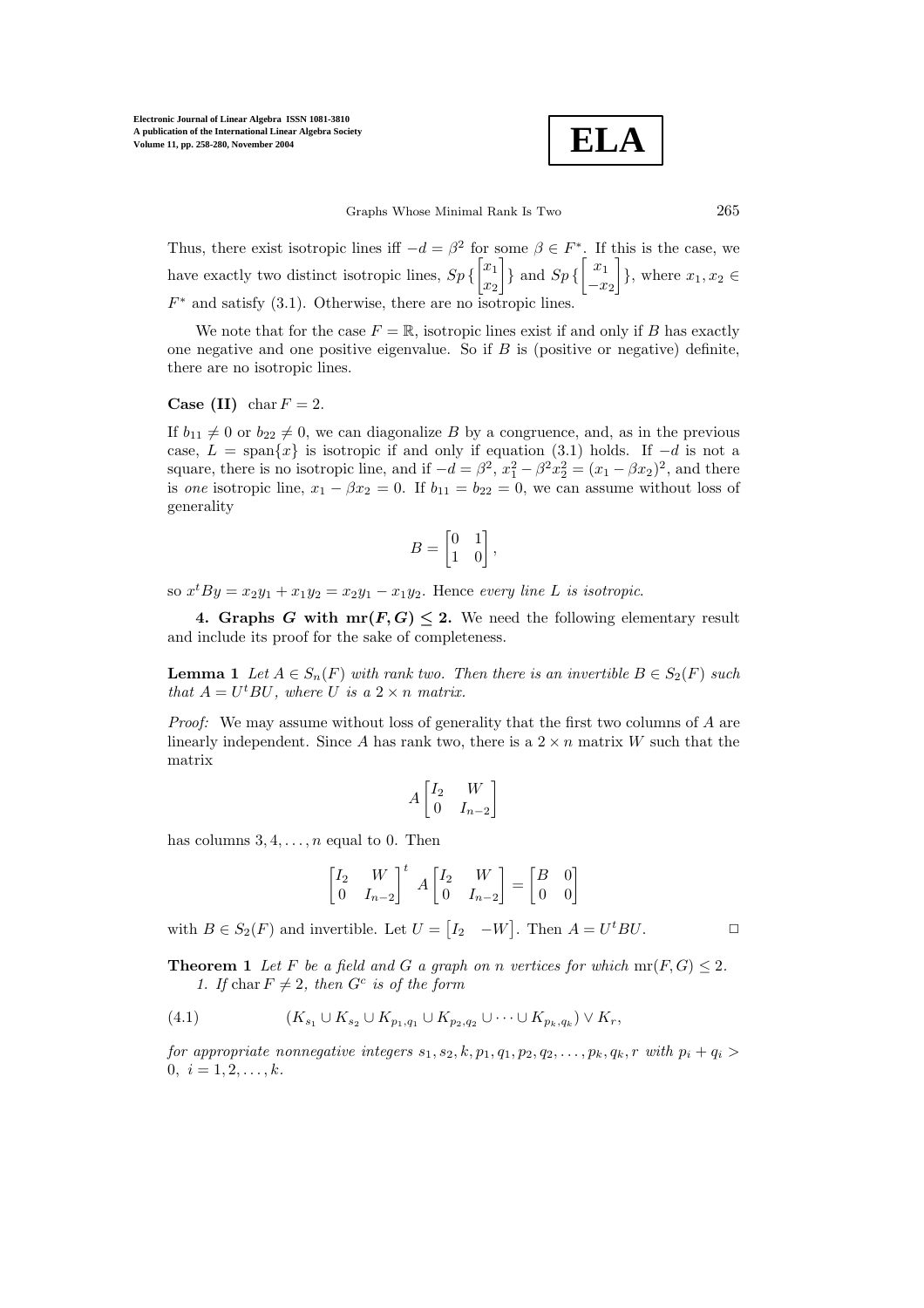Thus, there exist isotropic lines iff $-d = \beta^2$ for some $\beta \in F^*$. If this is the case, we have exactly two distinct isotropic lines, $Sp\{\begin{bmatrix} x_1 \\ x_2 \end{bmatrix}\}$ and $Sp\{\begin{bmatrix} x_1 \\ -x_2 \end{bmatrix}\}$, where $x_1, x_2 \in F^*$ and satisfy (3.1). Otherwise, there are no isotropic lines.

We note that for the case $F = \mathbb{R}$, isotropic lines exist if and only if $B$ has exactly one negative and one positive eigenvalue. So if $B$ is (positive or negative) definite, there are no isotropic lines.

**Case (II)** $\operatorname{char} F = 2$.

If $b_{11} \neq 0$ or $b_{22} \neq 0$, we can diagonalize $B$ by a congruence, and, as in the previous case, $L = \operatorname{span}\{x\}$ is isotropic if and only if equation (3.1) holds. If $-d$ is not a square, there is no isotropic line, and if $-d = \beta^2$, $x_1^2 - \beta^2 x_2^2 = (x_1 - \beta x_2)^2$, and there is *one* isotropic line, $x_1 - \beta x_2 = 0$. If $b_{11} = b_{22} = 0$, we can assume without loss of generality

$$B = \begin{bmatrix} 0 & 1 \\ 1 & 0 \end{bmatrix},$$

so $x^t B y = x_2 y_1 + x_1 y_2 = x_2 y_1 - x_1 y_2$. Hence *every line $L$ is isotropic.*

**4. Graphs $G$ with $\operatorname{mr}(F, G) \leq 2$.** We need the following elementary result and include its proof for the sake of completeness.

**Lemma 1** *Let $A \in S_n(F)$ with rank two. Then there is an invertible $B \in S_2(F)$ such that $A = U^t B U$, where $U$ is a $2 \times n$ matrix.*

*Proof:* We may assume without loss of generality that the first two columns of $A$ are linearly independent. Since $A$ has rank two, there is a $2 \times n$ matrix $W$ such that the matrix

$$A \begin{bmatrix} I_2 & W \\ 0 & I_{n-2} \end{bmatrix}$$

has columns $3, 4, \ldots, n$ equal to 0. Then

$$\begin{bmatrix} I_2 & W \\ 0 & I_{n-2} \end{bmatrix}^t A \begin{bmatrix} I_2 & W \\ 0 & I_{n-2} \end{bmatrix} = \begin{bmatrix} B & 0 \\ 0 & 0 \end{bmatrix}$$

with $B \in S_2(F)$ and invertible. Let $U = \begin{bmatrix} I_2 & -W \end{bmatrix}$. Then $A = U^t B U$. □

**Theorem 1** *Let $F$ be a field and $G$ a graph on $n$ vertices for which $\operatorname{mr}(F, G) \leq 2$.*

*1. If $\operatorname{char} F \neq 2$, then $G^c$ is of the form*

$$(K_{s_1} \cup K_{s_2} \cup K_{p_1,q_1} \cup K_{p_2,q_2} \cup \cdots \cup K_{p_k,q_k}) \vee K_r, \tag{4.1}$$

*for appropriate nonnegative integers $s_1, s_2, k, p_1, q_1, p_2, q_2, \ldots, p_k, q_k, r$ with $p_i + q_i > 0$, $i = 1, 2, \ldots, k$.*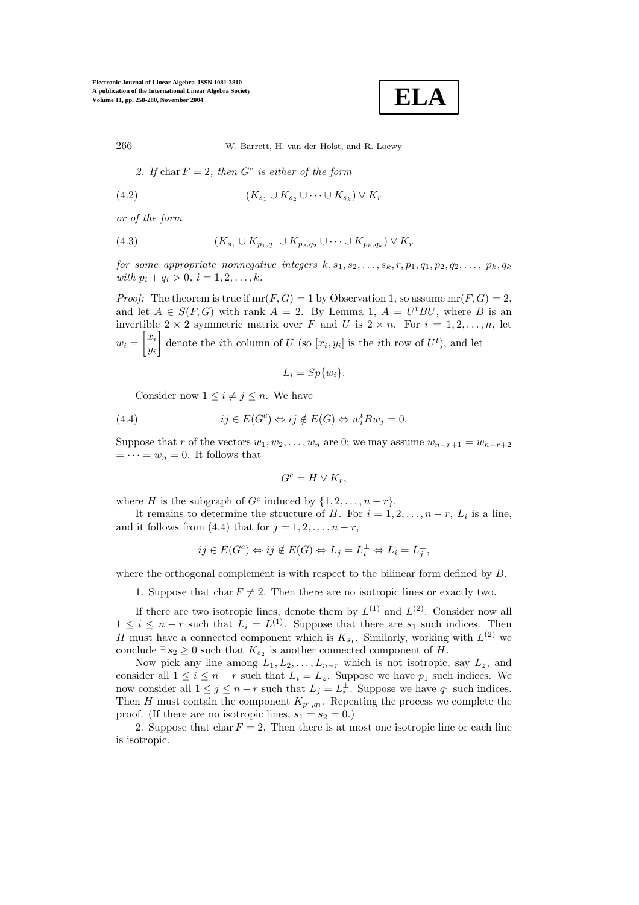*2. If* $\operatorname{char} F = 2$*, then* $G^c$ *is either of the form*

$$(K_{s_1} \cup K_{s_2} \cup \cdots \cup K_{s_k}) \vee K_r \tag{4.2}$$

*or of the form*

$$(K_{s_1} \cup K_{p_1,q_1} \cup K_{p_2,q_2} \cup \cdots \cup K_{p_k,q_k}) \vee K_r \tag{4.3}$$

*for some appropriate nonnegative integers* $k, s_1, s_2, \ldots, s_k, r, p_1, q_1, p_2, q_2, \ldots, p_k, q_k$ *with* $p_i + q_i > 0$, $i = 1, 2, \ldots, k$.

*Proof:* The theorem is true if $\operatorname{mr}(F, G) = 1$ by Observation 1, so assume $\operatorname{mr}(F, G) = 2$, and let $A \in S(F, G)$ with rank $A = 2$. By Lemma 1, $A = U^t BU$, where $B$ is an invertible $2 \times 2$ symmetric matrix over $F$ and $U$ is $2 \times n$. For $i = 1, 2, \ldots, n$, let $w_i = \begin{bmatrix} x_i \\ y_i \end{bmatrix}$ denote the $i$th column of $U$ (so $[x_i, y_i]$ is the $i$th row of $U^t$), and let

$$L_i = Sp\{w_i\}.$$

Consider now $1 \le i \ne j \le n$. We have

$$ij \in E(G^c) \Leftrightarrow ij \notin E(G) \Leftrightarrow w_i^t B w_j = 0. \tag{4.4}$$

Suppose that $r$ of the vectors $w_1, w_2, \ldots, w_n$ are 0; we may assume $w_{n-r+1} = w_{n-r+2} = \cdots = w_n = 0$. It follows that

$$G^c = H \vee K_r,$$

where $H$ is the subgraph of $G^c$ induced by $\{1, 2, \ldots, n - r\}$.

It remains to determine the structure of $H$. For $i = 1, 2, \ldots, n - r$, $L_i$ is a line, and it follows from (4.4) that for $j = 1, 2, \ldots, n - r$,

$$ij \in E(G^c) \Leftrightarrow ij \notin E(G) \Leftrightarrow L_j = L_i^\perp \Leftrightarrow L_i = L_j^\perp,$$

where the orthogonal complement is with respect to the bilinear form defined by $B$.

1. Suppose that $\operatorname{char} F \ne 2$. Then there are no isotropic lines or exactly two.

If there are two isotropic lines, denote them by $L^{(1)}$ and $L^{(2)}$. Consider now all $1 \le i \le n - r$ such that $L_i = L^{(1)}$. Suppose that there are $s_1$ such indices. Then $H$ must have a connected component which is $K_{s_1}$. Similarly, working with $L^{(2)}$ we conclude $\exists\, s_2 \ge 0$ such that $K_{s_2}$ is another connected component of $H$.

Now pick any line among $L_1, L_2, \ldots, L_{n-r}$ which is not isotropic, say $L_z$, and consider all $1 \le i \le n - r$ such that $L_i = L_z$. Suppose we have $p_1$ such indices. We now consider all $1 \le j \le n - r$ such that $L_j = L_i^\perp$. Suppose we have $q_1$ such indices. Then $H$ must contain the component $K_{p_1,q_1}$. Repeating the process we complete the proof. (If there are no isotropic lines, $s_1 = s_2 = 0$.)

2. Suppose that $\operatorname{char} F = 2$. Then there is at most one isotropic line or each line is isotropic.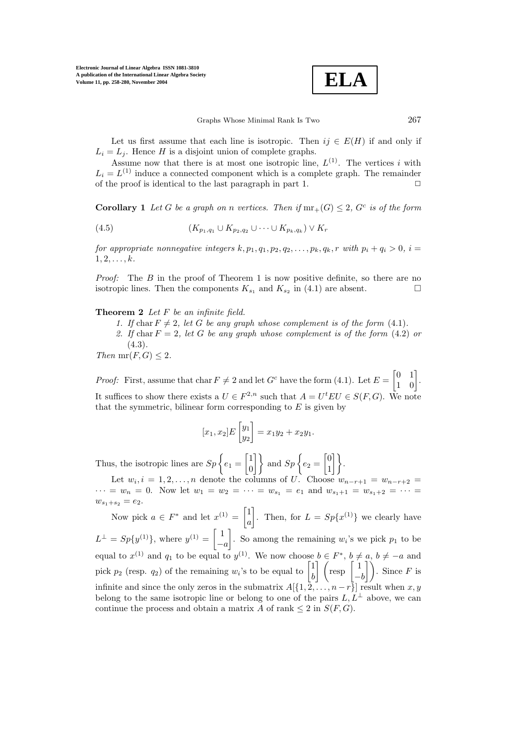Let us first assume that each line is isotropic. Then $ij \in E(H)$ if and only if $L_i = L_j$. Hence $H$ is a disjoint union of complete graphs.

Assume now that there is at most one isotropic line, $L^{(1)}$. The vertices $i$ with $L_i = L^{(1)}$ induce a connected component which is a complete graph. The remainder of the proof is identical to the last paragraph in part 1. $\square$

**Corollary 1** *Let $G$ be a graph on $n$ vertices. Then if $\mathrm{mr}_+(G) \le 2$, $G^c$ is of the form*

$$(K_{p_1,q_1} \cup K_{p_2,q_2} \cup \cdots \cup K_{p_k,q_k}) \vee K_r \tag{4.5}$$

*for appropriate nonnegative integers $k, p_1, q_1, p_2, q_2, \ldots, p_k, q_k, r$ with $p_i + q_i > 0$, $i = 1, 2, \ldots, k$.*

*Proof:* The $B$ in the proof of Theorem 1 is now positive definite, so there are no isotropic lines. Then the components $K_{s_1}$ and $K_{s_2}$ in (4.1) are absent. $\square$

**Theorem 2** *Let $F$ be an infinite field.*

1. *If $\mathrm{char}\, F \ne 2$, let $G$ be any graph whose complement is of the form (4.1).*
2. *If $\mathrm{char}\, F = 2$, let $G$ be any graph whose complement is of the form (4.2) or (4.3).*

*Then $\mathrm{mr}(F, G) \le 2$.*

*Proof:* First, assume that $\mathrm{char}\, F \ne 2$ and let $G^c$ have the form (4.1). Let $E = \begin{bmatrix} 0 & 1 \\ 1 & 0 \end{bmatrix}$. It suffices to show there exists a $U \in F^{2,n}$ such that $A = U^t E U \in S(F, G)$. We note that the symmetric, bilinear form corresponding to $E$ is given by

$$[x_1, x_2] E \begin{bmatrix} y_1 \\ y_2 \end{bmatrix} = x_1 y_2 + x_2 y_1.$$

Thus, the isotropic lines are $Sp\left\{ e_1 = \begin{bmatrix} 1 \\ 0 \end{bmatrix} \right\}$ and $Sp\left\{ e_2 = \begin{bmatrix} 0 \\ 1 \end{bmatrix} \right\}$.

Let $w_i, i = 1, 2, \ldots, n$ denote the columns of $U$. Choose $w_{n-r+1} = w_{n-r+2} = \cdots = w_n = 0$. Now let $w_1 = w_2 = \cdots = w_{s_1} = e_1$ and $w_{s_1+1} = w_{s_1+2} = \cdots = w_{s_1+s_2} = e_2$.

Now pick $a \in F^*$ and let $x^{(1)} = \begin{bmatrix} 1 \\ a \end{bmatrix}$. Then, for $L = Sp\{x^{(1)}\}$ we clearly have $L^\perp = Sp\{y^{(1)}\}$, where $y^{(1)} = \begin{bmatrix} 1 \\ -a \end{bmatrix}$. So among the remaining $w_i$'s we pick $p_1$ to be equal to $x^{(1)}$ and $q_1$ to be equal to $y^{(1)}$. We now choose $b \in F^*$, $b \ne a$, $b \ne -a$ and pick $p_2$ (resp. $q_2$) of the remaining $w_i$'s to be equal to $\begin{bmatrix} 1 \\ b \end{bmatrix}$ $\left(\text{resp } \begin{bmatrix} 1 \\ -b \end{bmatrix}\right)$. Since $F$ is infinite and since the only zeros in the submatrix $A[\{1, 2, \ldots, n-r\}]$ result when $x, y$ belong to the same isotropic line or belong to one of the pairs $L, L^\perp$ above, we can continue the process and obtain a matrix $A$ of rank $\le 2$ in $S(F, G)$.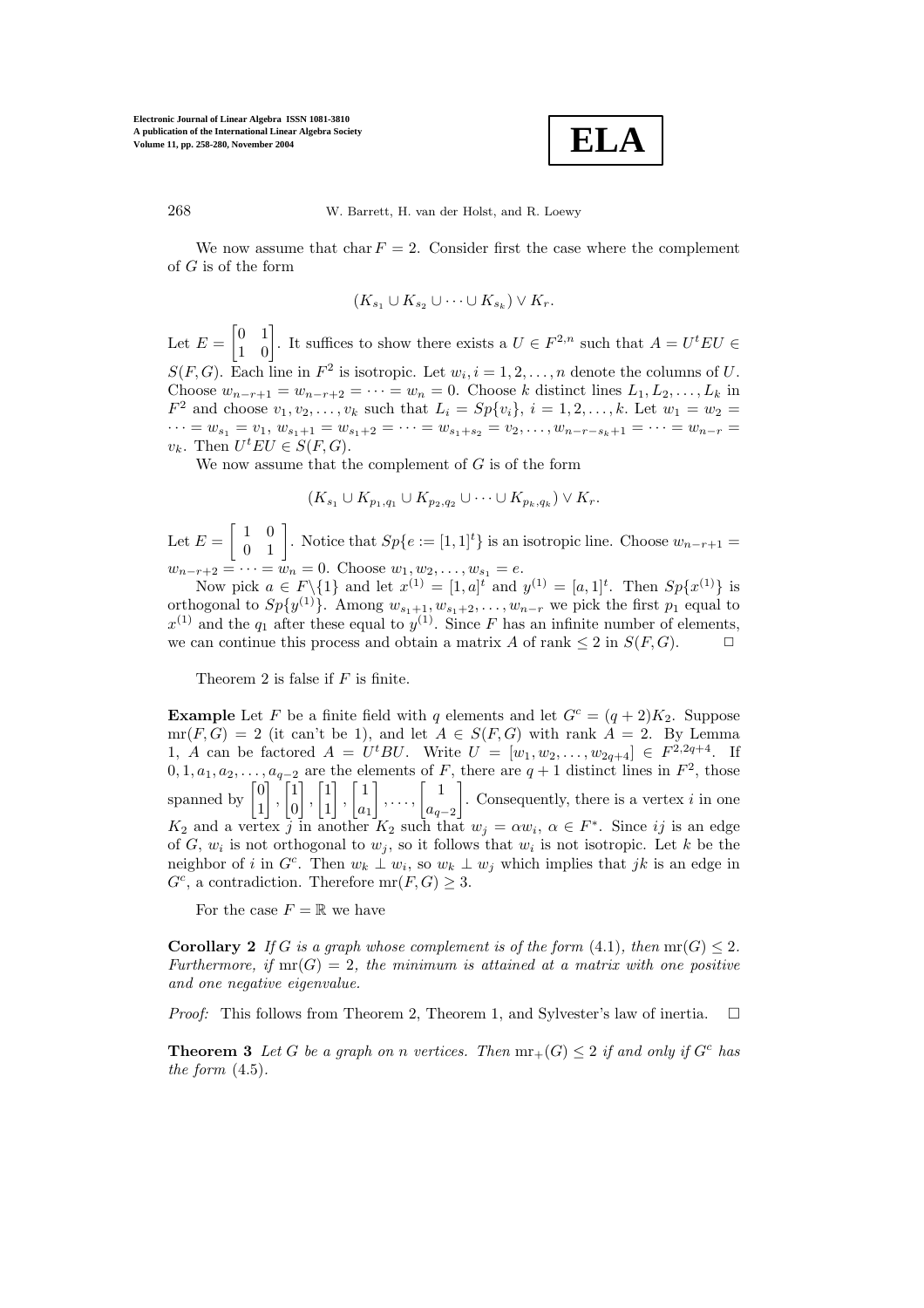We now assume that $\operatorname{char} F = 2$. Consider first the case where the complement of $G$ is of the form

$$(K_{s_1} \cup K_{s_2} \cup \cdots \cup K_{s_k}) \vee K_r.$$

Let $E = \begin{bmatrix} 0 & 1 \\ 1 & 0 \end{bmatrix}$. It suffices to show there exists a $U \in F^{2,n}$ such that $A = U^tEU \in S(F,G)$. Each line in $F^2$ is isotropic. Let $w_i, i = 1, 2, \ldots, n$ denote the columns of $U$. Choose $w_{n-r+1} = w_{n-r+2} = \cdots = w_n = 0$. Choose $k$ distinct lines $L_1, L_2, \ldots, L_k$ in $F^2$ and choose $v_1, v_2, \ldots, v_k$ such that $L_i = Sp\{v_i\}$, $i = 1, 2, \ldots, k$. Let $w_1 = w_2 = \cdots = w_{s_1} = v_1$, $w_{s_1+1} = w_{s_1+2} = \cdots = w_{s_1+s_2} = v_2, \ldots, w_{n-r-s_k+1} = \cdots = w_{n-r} = v_k$. Then $U^tEU \in S(F,G)$.

We now assume that the complement of $G$ is of the form

$$(K_{s_1} \cup K_{p_1,q_1} \cup K_{p_2,q_2} \cup \cdots \cup K_{p_k,q_k}) \vee K_r.$$

Let $E = \begin{bmatrix} 1 & 0 \\ 0 & 1 \end{bmatrix}$. Notice that $Sp\{e := [1,1]^t\}$ is an isotropic line. Choose $w_{n-r+1} = w_{n-r+2} = \cdots = w_n = 0$. Choose $w_1, w_2, \ldots, w_{s_1} = e$.

Now pick $a \in F \backslash \{1\}$ and let $x^{(1)} = [1,a]^t$ and $y^{(1)} = [a,1]^t$. Then $Sp\{x^{(1)}\}$ is orthogonal to $Sp\{y^{(1)}\}$. Among $w_{s_1+1}, w_{s_1+2}, \ldots, w_{n-r}$ we pick the first $p_1$ equal to $x^{(1)}$ and the $q_1$ after these equal to $y^{(1)}$. Since $F$ has an infinite number of elements, we can continue this process and obtain a matrix $A$ of rank $\leq 2$ in $S(F,G)$. $\square$

Theorem 2 is false if $F$ is finite.

**Example** Let $F$ be a finite field with $q$ elements and let $G^c = (q+2)K_2$. Suppose $\operatorname{mr}(F,G) = 2$ (it can't be 1), and let $A \in S(F,G)$ with rank $A = 2$. By Lemma 1, $A$ can be factored $A = U^tBU$. Write $U = [w_1, w_2, \ldots, w_{2q+4}] \in F^{2,2q+4}$. If $0, 1, a_1, a_2, \ldots, a_{q-2}$ are the elements of $F$, there are $q+1$ distinct lines in $F^2$, those spanned by $\begin{bmatrix} 0 \\ 1 \end{bmatrix}, \begin{bmatrix} 1 \\ 0 \end{bmatrix}, \begin{bmatrix} 1 \\ 1 \end{bmatrix}, \begin{bmatrix} 1 \\ a_1 \end{bmatrix}, \ldots, \begin{bmatrix} 1 \\ a_{q-2} \end{bmatrix}$. Consequently, there is a vertex $i$ in one $K_2$ and a vertex $j$ in another $K_2$ such that $w_j = \alpha w_i$, $\alpha \in F^*$. Since $ij$ is an edge of $G$, $w_i$ is not orthogonal to $w_j$, so it follows that $w_i$ is not isotropic. Let $k$ be the neighbor of $i$ in $G^c$. Then $w_k \perp w_i$, so $w_k \perp w_j$ which implies that $jk$ is an edge in $G^c$, a contradiction. Therefore $\operatorname{mr}(F,G) \geq 3$.

For the case $F = \mathbb{R}$ we have

**Corollary 2** *If $G$ is a graph whose complement is of the form (4.1), then $\operatorname{mr}(G) \leq 2$. Furthermore, if $\operatorname{mr}(G) = 2$, the minimum is attained at a matrix with one positive and one negative eigenvalue.*

*Proof:* This follows from Theorem 2, Theorem 1, and Sylvester's law of inertia. $\square$

**Theorem 3** *Let $G$ be a graph on $n$ vertices. Then $\operatorname{mr}_+(G) \leq 2$ if and only if $G^c$ has the form (4.5).*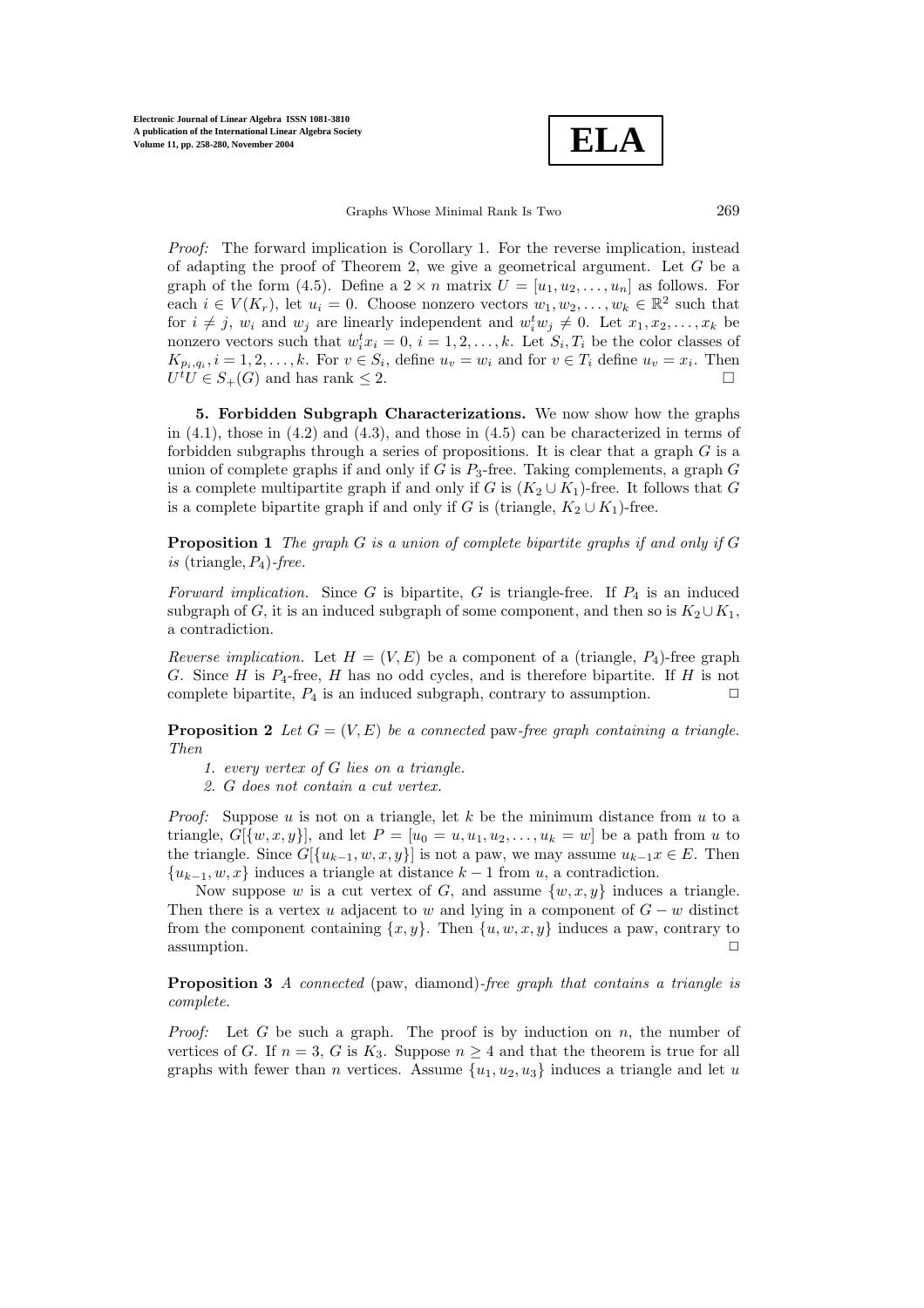*Proof:* The forward implication is Corollary 1. For the reverse implication, instead of adapting the proof of Theorem 2, we give a geometrical argument. Let $G$ be a graph of the form (4.5). Define a $2 \times n$ matrix $U = [u_1, u_2, \ldots, u_n]$ as follows. For each $i \in V(K_r)$, let $u_i = 0$. Choose nonzero vectors $w_1, w_2, \ldots, w_k \in \mathbb{R}^2$ such that for $i \neq j$, $w_i$ and $w_j$ are linearly independent and $w_i^t w_j \neq 0$. Let $x_1, x_2, \ldots, x_k$ be nonzero vectors such that $w_i^t x_i = 0$, $i = 1, 2, \ldots, k$. Let $S_i, T_i$ be the color classes of $K_{p_i,q_i}, i = 1, 2, \ldots, k$. For $v \in S_i$, define $u_v = w_i$ and for $v \in T_i$ define $u_v = x_i$. Then $U^t U \in S_+(G)$ and has rank $\leq 2$. □

**5. Forbidden Subgraph Characterizations.** We now show how the graphs in (4.1), those in (4.2) and (4.3), and those in (4.5) can be characterized in terms of forbidden subgraphs through a series of propositions. It is clear that a graph $G$ is a union of complete graphs if and only if $G$ is $P_3$-free. Taking complements, a graph $G$ is a complete multipartite graph if and only if $G$ is $(K_2 \cup K_1)$-free. It follows that $G$ is a complete bipartite graph if and only if $G$ is (triangle, $K_2 \cup K_1$)-free.

**Proposition 1** *The graph $G$ is a union of complete bipartite graphs if and only if $G$ is* (triangle, $P_4$)*-free.*

*Forward implication.* Since $G$ is bipartite, $G$ is triangle-free. If $P_4$ is an induced subgraph of $G$, it is an induced subgraph of some component, and then so is $K_2 \cup K_1$, a contradiction.

*Reverse implication.* Let $H = (V, E)$ be a component of a (triangle, $P_4$)-free graph $G$. Since $H$ is $P_4$-free, $H$ has no odd cycles, and is therefore bipartite. If $H$ is not complete bipartite, $P_4$ is an induced subgraph, contrary to assumption. □

**Proposition 2** *Let $G = (V, E)$ be a connected* paw*-free graph containing a triangle. Then*

1. *every vertex of $G$ lies on a triangle.*
2. *$G$ does not contain a cut vertex.*

*Proof:* Suppose $u$ is not on a triangle, let $k$ be the minimum distance from $u$ to a triangle, $G[\{w, x, y\}]$, and let $P = [u_0 = u, u_1, u_2, \ldots, u_k = w]$ be a path from $u$ to the triangle. Since $G[\{u_{k-1}, w, x, y\}]$ is not a paw, we may assume $u_{k-1}x \in E$. Then $\{u_{k-1}, w, x\}$ induces a triangle at distance $k - 1$ from $u$, a contradiction.

Now suppose $w$ is a cut vertex of $G$, and assume $\{w, x, y\}$ induces a triangle. Then there is a vertex $u$ adjacent to $w$ and lying in a component of $G - w$ distinct from the component containing $\{x, y\}$. Then $\{u, w, x, y\}$ induces a paw, contrary to assumption. □

**Proposition 3** *A connected* (paw, diamond)*-free graph that contains a triangle is complete.*

*Proof:* Let $G$ be such a graph. The proof is by induction on $n$, the number of vertices of $G$. If $n = 3$, $G$ is $K_3$. Suppose $n \geq 4$ and that the theorem is true for all graphs with fewer than $n$ vertices. Assume $\{u_1, u_2, u_3\}$ induces a triangle and let $u$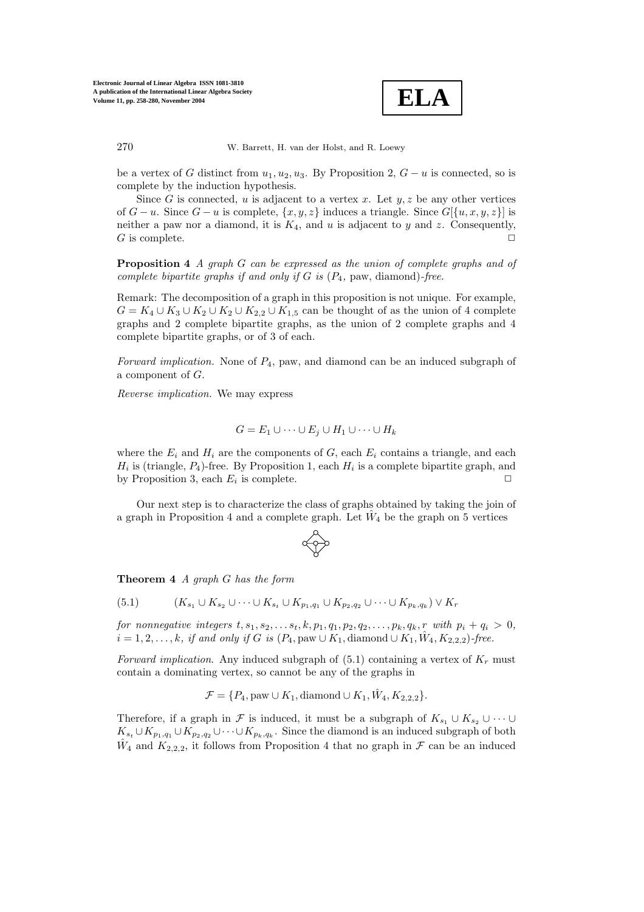be a vertex of $G$ distinct from $u_1, u_2, u_3$. By Proposition 2, $G - u$ is connected, so is complete by the induction hypothesis.

Since $G$ is connected, $u$ is adjacent to a vertex $x$. Let $y, z$ be any other vertices of $G - u$. Since $G - u$ is complete, $\{x, y, z\}$ induces a triangle. Since $G[\{u, x, y, z\}]$ is neither a paw nor a diamond, it is $K_4$, and $u$ is adjacent to $y$ and $z$. Consequently, $G$ is complete. ◻

**Proposition 4** *A graph $G$ can be expressed as the union of complete graphs and of complete bipartite graphs if and only if $G$ is ($P_4$, paw, diamond)-free.*

Remark: The decomposition of a graph in this proposition is not unique. For example, $G = K_4 \cup K_3 \cup K_2 \cup K_2 \cup K_{2,2} \cup K_{1,5}$ can be thought of as the union of 4 complete graphs and 2 complete bipartite graphs, as the union of 2 complete graphs and 4 complete bipartite graphs, or of 3 of each.

*Forward implication.* None of $P_4$, paw, and diamond can be an induced subgraph of a component of $G$.

*Reverse implication.* We may express

$$G = E_1 \cup \cdots \cup E_j \cup H_1 \cup \cdots \cup H_k$$

where the $E_i$ and $H_i$ are the components of $G$, each $E_i$ contains a triangle, and each $H_i$ is (triangle, $P_4$)-free. By Proposition 1, each $H_i$ is a complete bipartite graph, and by Proposition 3, each $E_i$ is complete. ◻

Our next step is to characterize the class of graphs obtained by taking the join of a graph in Proposition 4 and a complete graph. Let $\hat{W}_4$ be the graph on 5 vertices

**Theorem 4** *A graph $G$ has the form*

$$(K_{s_1} \cup K_{s_2} \cup \cdots \cup K_{s_t} \cup K_{p_1,q_1} \cup K_{p_2,q_2} \cup \cdots \cup K_{p_k,q_k}) \vee K_r \tag{5.1}$$

*for nonnegative integers $t, s_1, s_2, \ldots s_t, k, p_1, q_1, p_2, q_2, \ldots, p_k, q_k, r$ with $p_i + q_i > 0$, $i = 1, 2, \ldots, k$, if and only if $G$ is ($P_4$, paw $\cup K_1$, diamond $\cup K_1, \hat{W}_4, K_{2,2,2}$)-free.*

*Forward implication.* Any induced subgraph of (5.1) containing a vertex of $K_r$ must contain a dominating vertex, so cannot be any of the graphs in

$$\mathcal{F} = \{P_4, \text{paw} \cup K_1, \text{diamond} \cup K_1, \hat{W}_4, K_{2,2,2}\}.$$

Therefore, if a graph in $\mathcal{F}$ is induced, it must be a subgraph of $K_{s_1} \cup K_{s_2} \cup \cdots \cup K_{s_t} \cup K_{p_1,q_1} \cup K_{p_2,q_2} \cup \cdots \cup K_{p_k,q_k}$. Since the diamond is an induced subgraph of both $\hat{W}_4$ and $K_{2,2,2}$, it follows from Proposition 4 that no graph in $\mathcal{F}$ can be an induced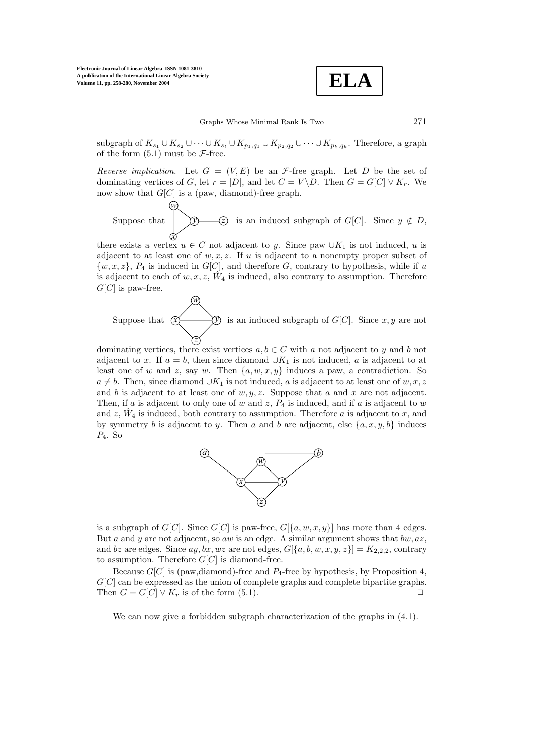subgraph of $K_{s_1} \cup K_{s_2} \cup \cdots \cup K_{s_t} \cup K_{p_1,q_1} \cup K_{p_2,q_2} \cup \cdots \cup K_{p_k,q_k}$. Therefore, a graph of the form (5.1) must be $\mathcal{F}$-free.

*Reverse implication.* Let $G = (V, E)$ be an $\mathcal{F}$-free graph. Let $D$ be the set of dominating vertices of $G$, let $r = |D|$, and let $C = V \backslash D$. Then $G = G[C] \vee K_r$. We now show that $G[C]$ is a (paw, diamond)-free graph.

Suppose that (paw on $w, x, y, z$) is an induced subgraph of $G[C]$. Since $y \notin D$, there exists a vertex $u \in C$ not adjacent to $y$. Since paw $\cup K_1$ is not induced, $u$ is adjacent to at least one of $w, x, z$. If $u$ is adjacent to a nonempty proper subset of $\{w, x, z\}$, $P_4$ is induced in $G[C]$, and therefore $G$, contrary to hypothesis, while if $u$ is adjacent to each of $w, x, z$, $\hat{W}_4$ is induced, also contrary to assumption. Therefore $G[C]$ is paw-free.

Suppose that (diamond on $w, x, y, z$) is an induced subgraph of $G[C]$. Since $x, y$ are not dominating vertices, there exist vertices $a, b \in C$ with $a$ not adjacent to $y$ and $b$ not adjacent to $x$. If $a = b$, then since diamond $\cup K_1$ is not induced, $a$ is adjacent to at least one of $w$ and $z$, say $w$. Then $\{a, w, x, y\}$ induces a paw, a contradiction. So $a \neq b$. Then, since diamond $\cup K_1$ is not induced, $a$ is adjacent to at least one of $w, x, z$ and $b$ is adjacent to at least one of $w, y, z$. Suppose that $a$ and $x$ are not adjacent. Then, if $a$ is adjacent to only one of $w$ and $z$, $P_4$ is induced, and if $a$ is adjacent to $w$ and $z$, $\hat{W}_4$ is induced, both contrary to assumption. Therefore $a$ is adjacent to $x$, and by symmetry $b$ is adjacent to $y$. Then $a$ and $b$ are adjacent, else $\{a, x, y, b\}$ induces $P_4$. So

(graph on $a, b, w, x, y, z$)

is a subgraph of $G[C]$. Since $G[C]$ is paw-free, $G[\{a, w, x, y\}]$ has more than 4 edges. But $a$ and $y$ are not adjacent, so $aw$ is an edge. A similar argument shows that $bw, az$, and $bz$ are edges. Since $ay, bx, wz$ are not edges, $G[\{a, b, w, x, y, z\}] = K_{2,2,2}$, contrary to assumption. Therefore $G[C]$ is diamond-free.

Because $G[C]$ is (paw,diamond)-free and $P_4$-free by hypothesis, by Proposition 4, $G[C]$ can be expressed as the union of complete graphs and complete bipartite graphs. Then $G = G[C] \vee K_r$ is of the form (5.1). □

We can now give a forbidden subgraph characterization of the graphs in (4.1).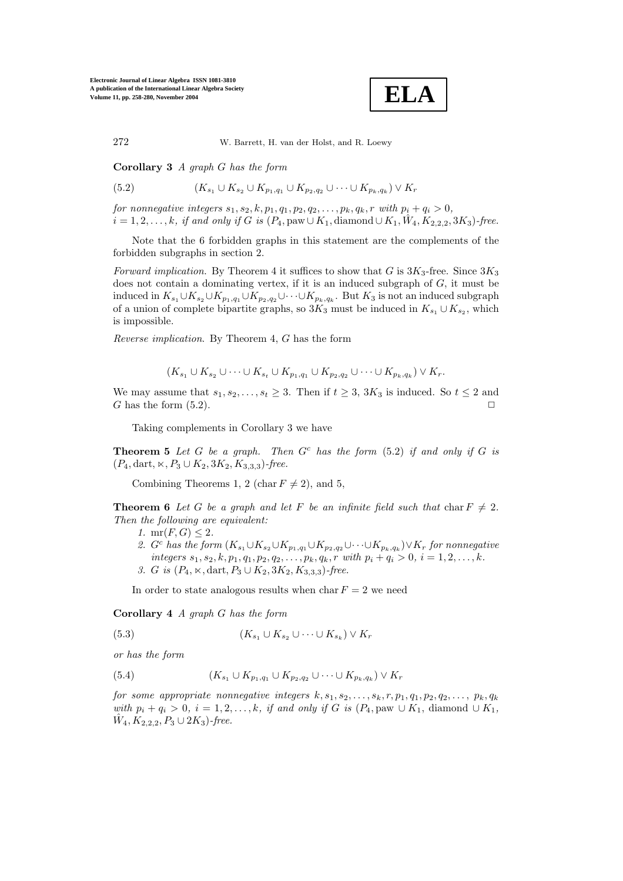**Corollary 3** *A graph $G$ has the form*

$$(K_{s_1} \cup K_{s_2} \cup K_{p_1,q_1} \cup K_{p_2,q_2} \cup \cdots \cup K_{p_k,q_k}) \vee K_r \tag{5.2}$$

*for nonnegative integers $s_1, s_2, k, p_1, q_1, p_2, q_2, \ldots, p_k, q_k, r$ with $p_i + q_i > 0$, $i = 1, 2, \ldots, k$, if and only if $G$ is $(P_4, \text{paw} \cup K_1, \text{diamond} \cup K_1, \hat{W}_4, K_{2,2,2}, 3K_3)$-free.*

Note that the 6 forbidden graphs in this statement are the complements of the forbidden subgraphs in section 2.

*Forward implication.* By Theorem 4 it suffices to show that $G$ is $3K_3$-free. Since $3K_3$ does not contain a dominating vertex, if it is an induced subgraph of $G$, it must be induced in $K_{s_1} \cup K_{s_2} \cup K_{p_1,q_1} \cup K_{p_2,q_2} \cup \cdots \cup K_{p_k,q_k}$. But $K_3$ is not an induced subgraph of a union of complete bipartite graphs, so $3K_3$ must be induced in $K_{s_1} \cup K_{s_2}$, which is impossible.

*Reverse implication.* By Theorem 4, $G$ has the form

$$(K_{s_1} \cup K_{s_2} \cup \cdots \cup K_{s_t} \cup K_{p_1,q_1} \cup K_{p_2,q_2} \cup \cdots \cup K_{p_k,q_k}) \vee K_r.$$

We may assume that $s_1, s_2, \ldots, s_t \geq 3$. Then if $t \geq 3$, $3K_3$ is induced. So $t \leq 2$ and $G$ has the form (5.2). □

Taking complements in Corollary 3 we have

**Theorem 5** *Let $G$ be a graph. Then $G^c$ has the form (5.2) if and only if $G$ is $(P_4, \text{dart}, \ltimes, P_3 \cup K_2, 3K_2, K_{3,3,3})$-free.*

Combining Theorems 1, 2 ($\text{char}\, F \neq 2$), and 5,

**Theorem 6** *Let $G$ be a graph and let $F$ be an infinite field such that $\text{char}\, F \neq 2$. Then the following are equivalent:*

1. *$\text{mr}(F, G) \leq 2$.*
2. *$G^c$ has the form $(K_{s_1} \cup K_{s_2} \cup K_{p_1,q_1} \cup K_{p_2,q_2} \cup \cdots \cup K_{p_k,q_k}) \vee K_r$ for nonnegative integers $s_1, s_2, k, p_1, q_1, p_2, q_2, \ldots, p_k, q_k, r$ with $p_i + q_i > 0$, $i = 1, 2, \ldots, k$.*
3. *$G$ is $(P_4, \ltimes, \text{dart}, P_3 \cup K_2, 3K_2, K_{3,3,3})$-free.*

In order to state analogous results when $\text{char}\, F = 2$ we need

**Corollary 4** *A graph $G$ has the form*

$$(K_{s_1} \cup K_{s_2} \cup \cdots \cup K_{s_k}) \vee K_r \tag{5.3}$$

*or has the form*

$$(K_{s_1} \cup K_{p_1,q_1} \cup K_{p_2,q_2} \cup \cdots \cup K_{p_k,q_k}) \vee K_r \tag{5.4}$$

*for some appropriate nonnegative integers $k, s_1, s_2, \ldots, s_k, r, p_1, q_1, p_2, q_2, \ldots, p_k, q_k$ with $p_i + q_i > 0$, $i = 1, 2, \ldots, k$, if and only if $G$ is $(P_4, \text{paw} \cup K_1, \text{diamond} \cup K_1, \hat{W}_4, K_{2,2,2}, P_3 \cup 2K_3)$-free.*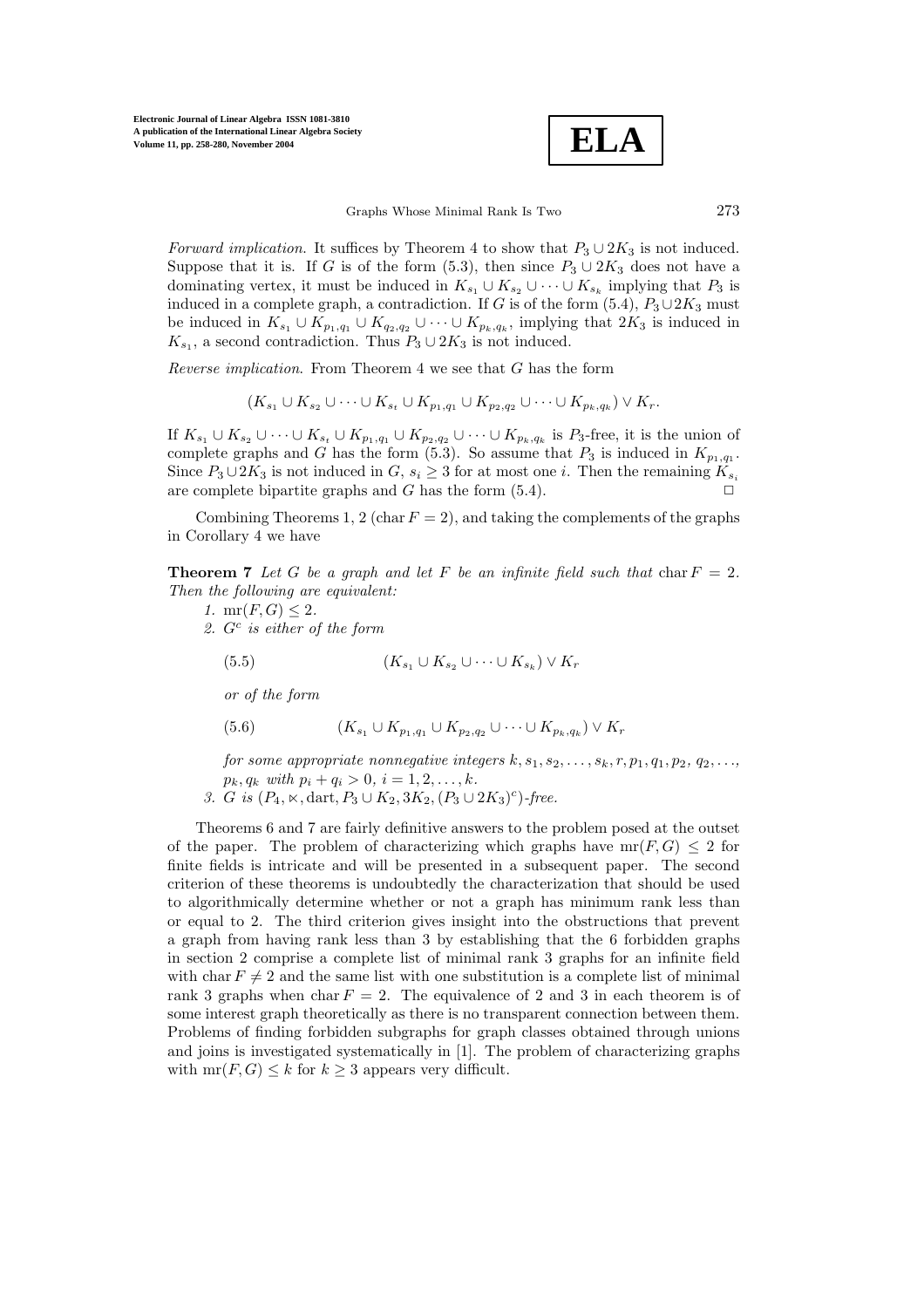*Forward implication*. It suffices by Theorem 4 to show that $P_3 \cup 2K_3$ is not induced. Suppose that it is. If $G$ is of the form (5.3), then since $P_3 \cup 2K_3$ does not have a dominating vertex, it must be induced in $K_{s_1} \cup K_{s_2} \cup \cdots \cup K_{s_k}$ implying that $P_3$ is induced in a complete graph, a contradiction. If $G$ is of the form (5.4), $P_3 \cup 2K_3$ must be induced in $K_{s_1} \cup K_{p_1,q_1} \cup K_{q_2,q_2} \cup \cdots \cup K_{p_k,q_k}$, implying that $2K_3$ is induced in $K_{s_1}$, a second contradiction. Thus $P_3 \cup 2K_3$ is not induced.

*Reverse implication*. From Theorem 4 we see that $G$ has the form

$$(K_{s_1} \cup K_{s_2} \cup \cdots \cup K_{s_t} \cup K_{p_1,q_1} \cup K_{p_2,q_2} \cup \cdots \cup K_{p_k,q_k}) \vee K_r.$$

If $K_{s_1} \cup K_{s_2} \cup \cdots \cup K_{s_t} \cup K_{p_1,q_1} \cup K_{p_2,q_2} \cup \cdots \cup K_{p_k,q_k}$ is $P_3$-free, it is the union of complete graphs and $G$ has the form (5.3). So assume that $P_3$ is induced in $K_{p_1,q_1}$. Since $P_3 \cup 2K_3$ is not induced in $G$, $s_i \geq 3$ for at most one $i$. Then the remaining $K_{s_i}$ are complete bipartite graphs and $G$ has the form (5.4). $\square$

Combining Theorems 1, 2 ($\operatorname{char} F = 2$), and taking the complements of the graphs in Corollary 4 we have

**Theorem 7** *Let $G$ be a graph and let $F$ be an infinite field such that $\operatorname{char} F = 2$. Then the following are equivalent:*

1. $\operatorname{mr}(F, G) \leq 2$.
2. $G^c$ *is either of the form*

$$(5.5) \qquad (K_{s_1} \cup K_{s_2} \cup \cdots \cup K_{s_k}) \vee K_r$$

*or of the form*

$$(5.6) \qquad (K_{s_1} \cup K_{p_1,q_1} \cup K_{p_2,q_2} \cup \cdots \cup K_{p_k,q_k}) \vee K_r$$

*for some appropriate nonnegative integers $k, s_1, s_2, \ldots, s_k, r, p_1, q_1, p_2, q_2, \ldots, p_k, q_k$ with $p_i + q_i > 0$, $i = 1, 2, \ldots, k$.*

3. *$G$ is $(P_4, \ltimes, \text{dart}, P_3 \cup K_2, 3K_2, (P_3 \cup 2K_3)^c)$-free.*

Theorems 6 and 7 are fairly definitive answers to the problem posed at the outset of the paper. The problem of characterizing which graphs have $\operatorname{mr}(F, G) \leq 2$ for finite fields is intricate and will be presented in a subsequent paper. The second criterion of these theorems is undoubtedly the characterization that should be used to algorithmically determine whether or not a graph has minimum rank less than or equal to 2. The third criterion gives insight into the obstructions that prevent a graph from having rank less than 3 by establishing that the 6 forbidden graphs in section 2 comprise a complete list of minimal rank 3 graphs for an infinite field with $\operatorname{char} F \neq 2$ and the same list with one substitution is a complete list of minimal rank 3 graphs when $\operatorname{char} F = 2$. The equivalence of 2 and 3 in each theorem is of some interest graph theoretically as there is no transparent connection between them. Problems of finding forbidden subgraphs for graph classes obtained through unions and joins is investigated systematically in [1]. The problem of characterizing graphs with $\operatorname{mr}(F, G) \leq k$ for $k \geq 3$ appears very difficult.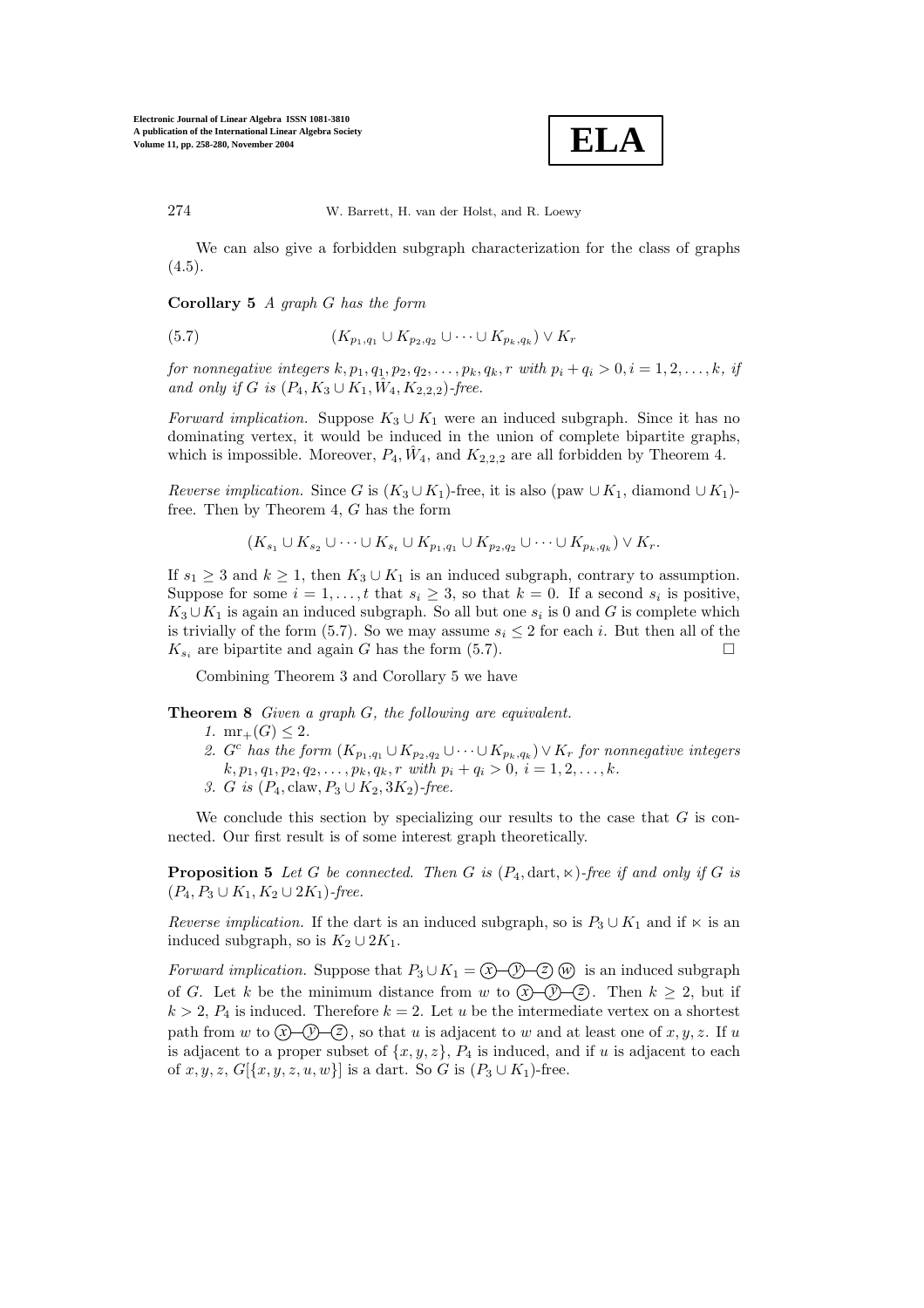We can also give a forbidden subgraph characterization for the class of graphs (4.5).

**Corollary 5** *A graph $G$ has the form*

$$(K_{p_1,q_1} \cup K_{p_2,q_2} \cup \cdots \cup K_{p_k,q_k}) \vee K_r \tag{5.7}$$

*for nonnegative integers $k, p_1, q_1, p_2, q_2, \ldots, p_k, q_k, r$ with $p_i + q_i > 0, i = 1, 2, \ldots, k$, if and only if $G$ is $(P_4, K_3 \cup K_1, \hat{W}_4, K_{2,2,2})$-free.*

*Forward implication.* Suppose $K_3 \cup K_1$ were an induced subgraph. Since it has no dominating vertex, it would be induced in the union of complete bipartite graphs, which is impossible. Moreover, $P_4$, $\hat{W}_4$, and $K_{2,2,2}$ are all forbidden by Theorem 4.

*Reverse implication.* Since $G$ is $(K_3 \cup K_1)$-free, it is also (paw $\cup K_1$, diamond $\cup K_1$)-free. Then by Theorem 4, $G$ has the form

$$(K_{s_1} \cup K_{s_2} \cup \cdots \cup K_{s_t} \cup K_{p_1,q_1} \cup K_{p_2,q_2} \cup \cdots \cup K_{p_k,q_k}) \vee K_r.$$

If $s_1 \geq 3$ and $k \geq 1$, then $K_3 \cup K_1$ is an induced subgraph, contrary to assumption. Suppose for some $i = 1, \ldots, t$ that $s_i \geq 3$, so that $k = 0$. If a second $s_i$ is positive, $K_3 \cup K_1$ is again an induced subgraph. So all but one $s_i$ is 0 and $G$ is complete which is trivially of the form (5.7). So we may assume $s_i \leq 2$ for each $i$. But then all of the $K_{s_i}$ are bipartite and again $G$ has the form (5.7). □

Combining Theorem 3 and Corollary 5 we have

**Theorem 8** *Given a graph $G$, the following are equivalent.*

1. $\mathrm{mr}_+(G) \leq 2$.
2. *$G^c$ has the form $(K_{p_1,q_1} \cup K_{p_2,q_2} \cup \cdots \cup K_{p_k,q_k}) \vee K_r$ for nonnegative integers $k, p_1, q_1, p_2, q_2, \ldots, p_k, q_k, r$ with $p_i + q_i > 0$, $i = 1, 2, \ldots, k$.*
3. *$G$ is $(P_4, \text{claw}, P_3 \cup K_2, 3K_2)$-free.*

We conclude this section by specializing our results to the case that $G$ is connected. Our first result is of some interest graph theoretically.

**Proposition 5** *Let $G$ be connected. Then $G$ is $(P_4, \text{dart}, \ltimes)$-free if and only if $G$ is $(P_4, P_3 \cup K_1, K_2 \cup 2K_1)$-free.*

*Reverse implication.* If the dart is an induced subgraph, so is $P_3 \cup K_1$ and if $\ltimes$ is an induced subgraph, so is $K_2 \cup 2K_1$.

*Forward implication.* Suppose that $P_3 \cup K_1 =$ (x)—(y)—(z) (w) is an induced subgraph of $G$. Let $k$ be the minimum distance from $w$ to (x)—(y)—(z). Then $k \geq 2$, but if $k > 2$, $P_4$ is induced. Therefore $k = 2$. Let $u$ be the intermediate vertex on a shortest path from $w$ to (x)—(y)—(z), so that $u$ is adjacent to $w$ and at least one of $x, y, z$. If $u$ is adjacent to a proper subset of $\{x, y, z\}$, $P_4$ is induced, and if $u$ is adjacent to each of $x, y, z$, $G[\{x, y, z, u, w\}]$ is a dart. So $G$ is $(P_3 \cup K_1)$-free.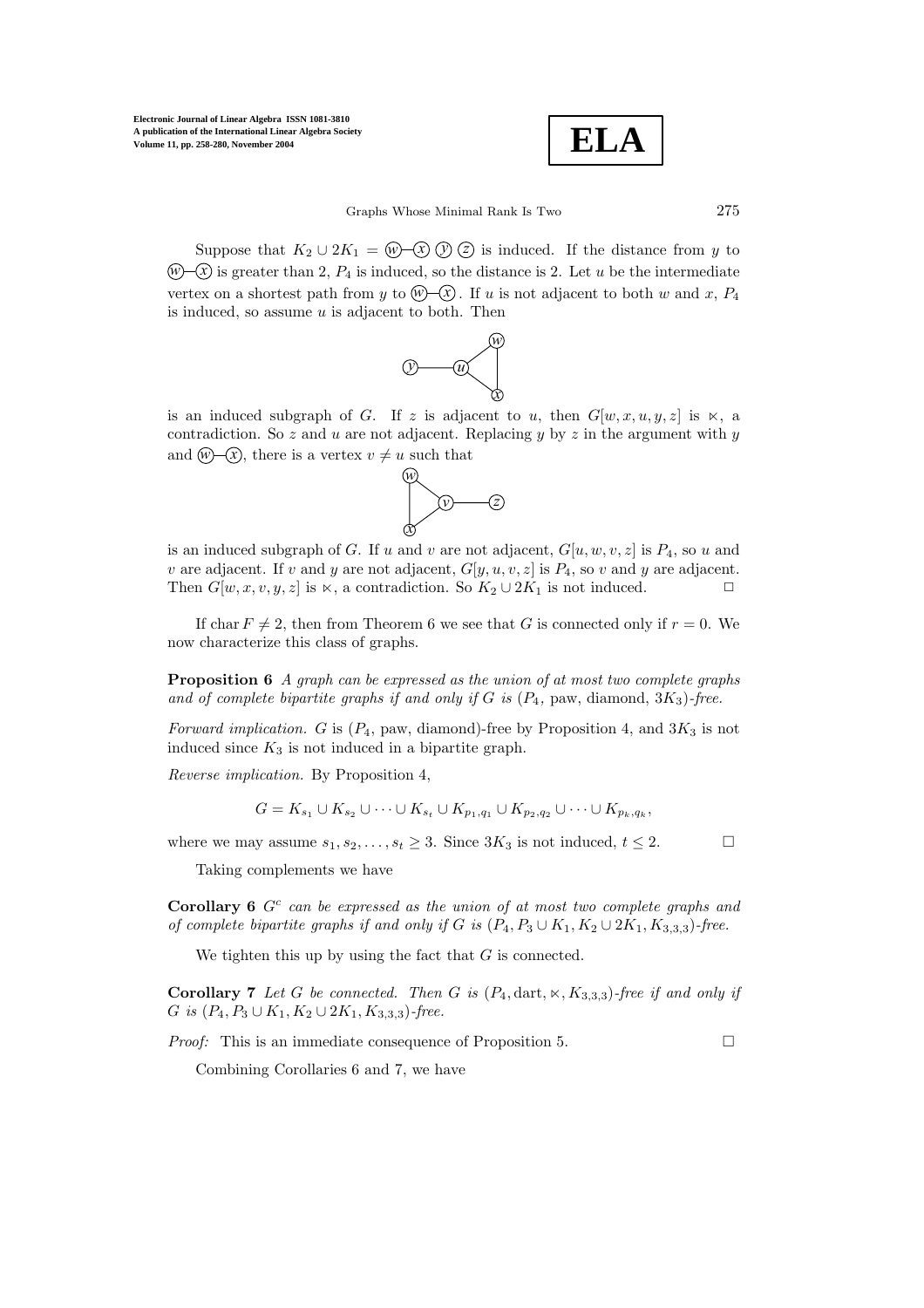Suppose that $K_2 \cup 2K_1 =$ (w)—(x) (y) (z) is induced. If the distance from $y$ to (w)—(x) is greater than 2, $P_4$ is induced, so the distance is 2. Let $u$ be the intermediate vertex on a shortest path from $y$ to (w)—(x). If $u$ is not adjacent to both $w$ and $x$, $P_4$ is induced, so assume $u$ is adjacent to both. Then

is an induced subgraph of $G$. If $z$ is adjacent to $u$, then $G[w, x, u, y, z]$ is $\ltimes$, a contradiction. So $z$ and $u$ are not adjacent. Replacing $y$ by $z$ in the argument with $y$ and (w)—(x), there is a vertex $v \neq u$ such that

is an induced subgraph of $G$. If $u$ and $v$ are not adjacent, $G[u, w, v, z]$ is $P_4$, so $u$ and $v$ are adjacent. If $v$ and $y$ are not adjacent, $G[y, u, v, z]$ is $P_4$, so $v$ and $y$ are adjacent. Then $G[w, x, v, y, z]$ is $\ltimes$, a contradiction. So $K_2 \cup 2K_1$ is not induced. □

If char $F \neq 2$, then from Theorem 6 we see that $G$ is connected only if $r = 0$. We now characterize this class of graphs.

**Proposition 6** *A graph can be expressed as the union of at most two complete graphs and of complete bipartite graphs if and only if $G$ is ($P_4$, paw, diamond, $3K_3$)-free.*

*Forward implication.* $G$ is ($P_4$, paw, diamond)-free by Proposition 4, and $3K_3$ is not induced since $K_3$ is not induced in a bipartite graph.

*Reverse implication.* By Proposition 4,

$$G = K_{s_1} \cup K_{s_2} \cup \cdots \cup K_{s_t} \cup K_{p_1,q_1} \cup K_{p_2,q_2} \cup \cdots \cup K_{p_k,q_k},$$

where we may assume $s_1, s_2, \ldots, s_t \geq 3$. Since $3K_3$ is not induced, $t \leq 2$. □

Taking complements we have

**Corollary 6** *$G^c$ can be expressed as the union of at most two complete graphs and of complete bipartite graphs if and only if $G$ is ($P_4, P_3 \cup K_1, K_2 \cup 2K_1, K_{3,3,3}$)-free.*

We tighten this up by using the fact that $G$ is connected.

**Corollary 7** *Let $G$ be connected. Then $G$ is ($P_4$, dart, $\ltimes$, $K_{3,3,3}$)-free if and only if $G$ is ($P_4, P_3 \cup K_1, K_2 \cup 2K_1, K_{3,3,3}$)-free.*

*Proof:* This is an immediate consequence of Proposition 5. □

Combining Corollaries 6 and 7, we have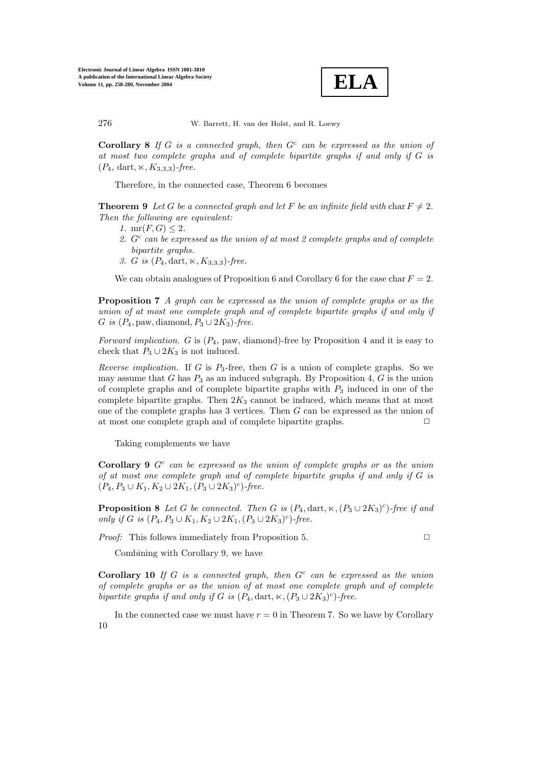**Corollary 8** *If $G$ is a connected graph, then $G^c$ can be expressed as the union of at most two complete graphs and of complete bipartite graphs if and only if $G$ is $(P_4, \text{dart}, \ltimes, K_{3,3,3})$-free.*

Therefore, in the connected case, Theorem 6 becomes

**Theorem 9** *Let $G$ be a connected graph and let $F$ be an infinite field with $\operatorname{char} F \neq 2$. Then the following are equivalent:*

1. *$\operatorname{mr}(F, G) \leq 2$.*
2. *$G^c$ can be expressed as the union of at most 2 complete graphs and of complete bipartite graphs.*
3. *$G$ is $(P_4, \text{dart}, \ltimes, K_{3,3,3})$-free.*

We can obtain analogues of Proposition 6 and Corollary 6 for the case $\operatorname{char} F = 2$.

**Proposition 7** *A graph can be expressed as the union of complete graphs or as the union of at most one complete graph and of complete bipartite graphs if and only if $G$ is $(P_4, \text{paw}, \text{diamond}, P_3 \cup 2K_3)$-free.*

*Forward implication.* $G$ is ($P_4$, paw, diamond)-free by Proposition 4 and it is easy to check that $P_3 \cup 2K_3$ is not induced.

*Reverse implication.* If $G$ is $P_3$-free, then $G$ is a union of complete graphs. So we may assume that $G$ has $P_3$ as an induced subgraph. By Proposition 4, $G$ is the union of complete graphs and of complete bipartite graphs with $P_3$ induced in one of the complete bipartite graphs. Then $2K_3$ cannot be induced, which means that at most one of the complete graphs has 3 vertices. Then $G$ can be expressed as the union of at most one complete graph and of complete bipartite graphs. □

Taking complements we have

**Corollary 9** *$G^c$ can be expressed as the union of complete graphs or as the union of at most one complete graph and of complete bipartite graphs if and only if $G$ is $(P_4, P_3 \cup K_1, K_2 \cup 2K_1, (P_3 \cup 2K_3)^c)$-free.*

**Proposition 8** *Let $G$ be connected. Then $G$ is $(P_4, \text{dart}, \ltimes, (P_3 \cup 2K_3)^c)$-free if and only if $G$ is $(P_4, P_3 \cup K_1, K_2 \cup 2K_1, (P_3 \cup 2K_3)^c)$-free.*

*Proof:* This follows immediately from Proposition 5. □

Combining with Corollary 9, we have

**Corollary 10** *If $G$ is a connected graph, then $G^c$ can be expressed as the union of complete graphs or as the union of at most one complete graph and of complete bipartite graphs if and only if $G$ is $(P_4, \text{dart}, \ltimes, (P_3 \cup 2K_3)^c)$-free.*

In the connected case we must have $r = 0$ in Theorem 7. So we have by Corollary 10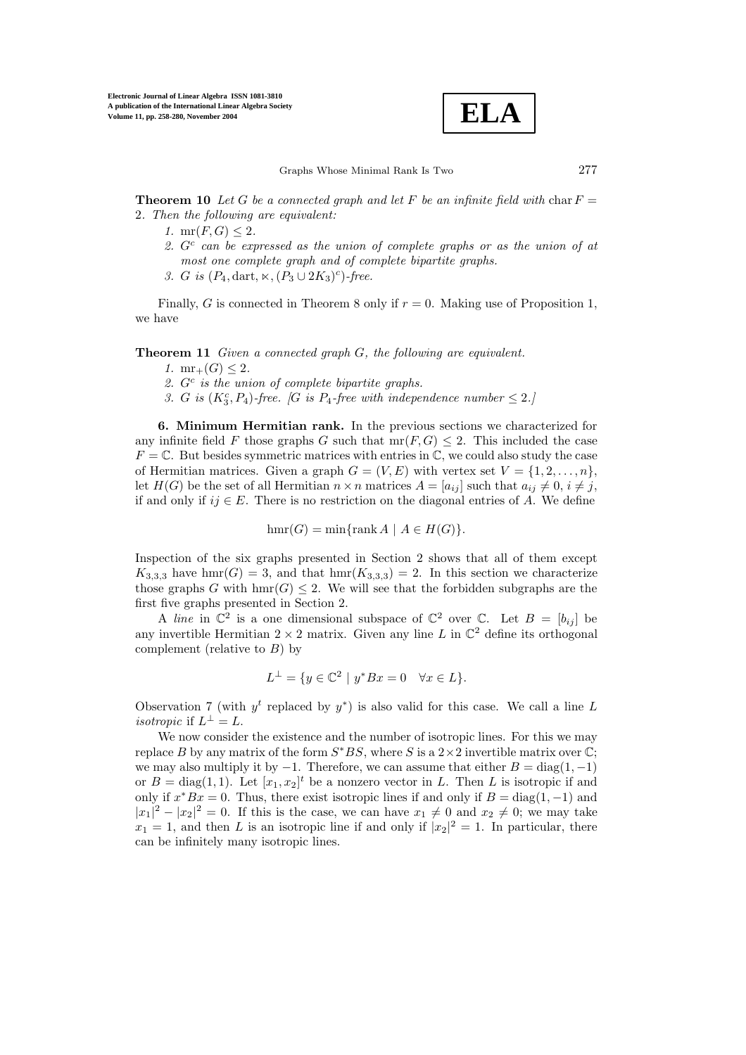**Theorem 10** *Let $G$ be a connected graph and let $F$ be an infinite field with* $\operatorname{char} F = 2$*. Then the following are equivalent:*

1. $\operatorname{mr}(F, G) \leq 2$.
2. *$G^c$ can be expressed as the union of complete graphs or as the union of at most one complete graph and of complete bipartite graphs.*
3. *$G$ is $(P_4, \text{dart}, \ltimes, (P_3 \cup 2K_3)^c)$-free.*

Finally, $G$ is connected in Theorem 8 only if $r = 0$. Making use of Proposition 1, we have

**Theorem 11** *Given a connected graph $G$, the following are equivalent.*

1. $\operatorname{mr}_+(G) \leq 2$.
2. *$G^c$ is the union of complete bipartite graphs.*
3. *$G$ is $(K_3^c, P_4)$-free. [$G$ is $P_4$-free with independence number $\leq 2$.]*

**6. Minimum Hermitian rank.** In the previous sections we characterized for any infinite field $F$ those graphs $G$ such that $\operatorname{mr}(F, G) \leq 2$. This included the case $F = \mathbb{C}$. But besides symmetric matrices with entries in $\mathbb{C}$, we could also study the case of Hermitian matrices. Given a graph $G = (V, E)$ with vertex set $V = \{1, 2, \ldots, n\}$, let $H(G)$ be the set of all Hermitian $n \times n$ matrices $A = [a_{ij}]$ such that $a_{ij} \neq 0$, $i \neq j$, if and only if $ij \in E$. There is no restriction on the diagonal entries of $A$. We define

$$\operatorname{hmr}(G) = \min\{\operatorname{rank} A \mid A \in H(G)\}.$$

Inspection of the six graphs presented in Section 2 shows that all of them except $K_{3,3,3}$ have $\operatorname{hmr}(G) = 3$, and that $\operatorname{hmr}(K_{3,3,3}) = 2$. In this section we characterize those graphs $G$ with $\operatorname{hmr}(G) \leq 2$. We will see that the forbidden subgraphs are the first five graphs presented in Section 2.

A *line* in $\mathbb{C}^2$ is a one dimensional subspace of $\mathbb{C}^2$ over $\mathbb{C}$. Let $B = [b_{ij}]$ be any invertible Hermitian $2 \times 2$ matrix. Given any line $L$ in $\mathbb{C}^2$ define its orthogonal complement (relative to $B$) by

$$L^\perp = \{y \in \mathbb{C}^2 \mid y^* B x = 0 \quad \forall x \in L\}.$$

Observation 7 (with $y^t$ replaced by $y^*$) is also valid for this case. We call a line $L$ *isotropic* if $L^\perp = L$.

We now consider the existence and the number of isotropic lines. For this we may replace $B$ by any matrix of the form $S^* B S$, where $S$ is a $2 \times 2$ invertible matrix over $\mathbb{C}$; we may also multiply it by $-1$. Therefore, we can assume that either $B = \operatorname{diag}(1, -1)$ or $B = \operatorname{diag}(1, 1)$. Let $[x_1, x_2]^t$ be a nonzero vector in $L$. Then $L$ is isotropic if and only if $x^* B x = 0$. Thus, there exist isotropic lines if and only if $B = \operatorname{diag}(1, -1)$ and $|x_1|^2 - |x_2|^2 = 0$. If this is the case, we can have $x_1 \neq 0$ and $x_2 \neq 0$; we may take $x_1 = 1$, and then $L$ is an isotropic line if and only if $|x_2|^2 = 1$. In particular, there can be infinitely many isotropic lines.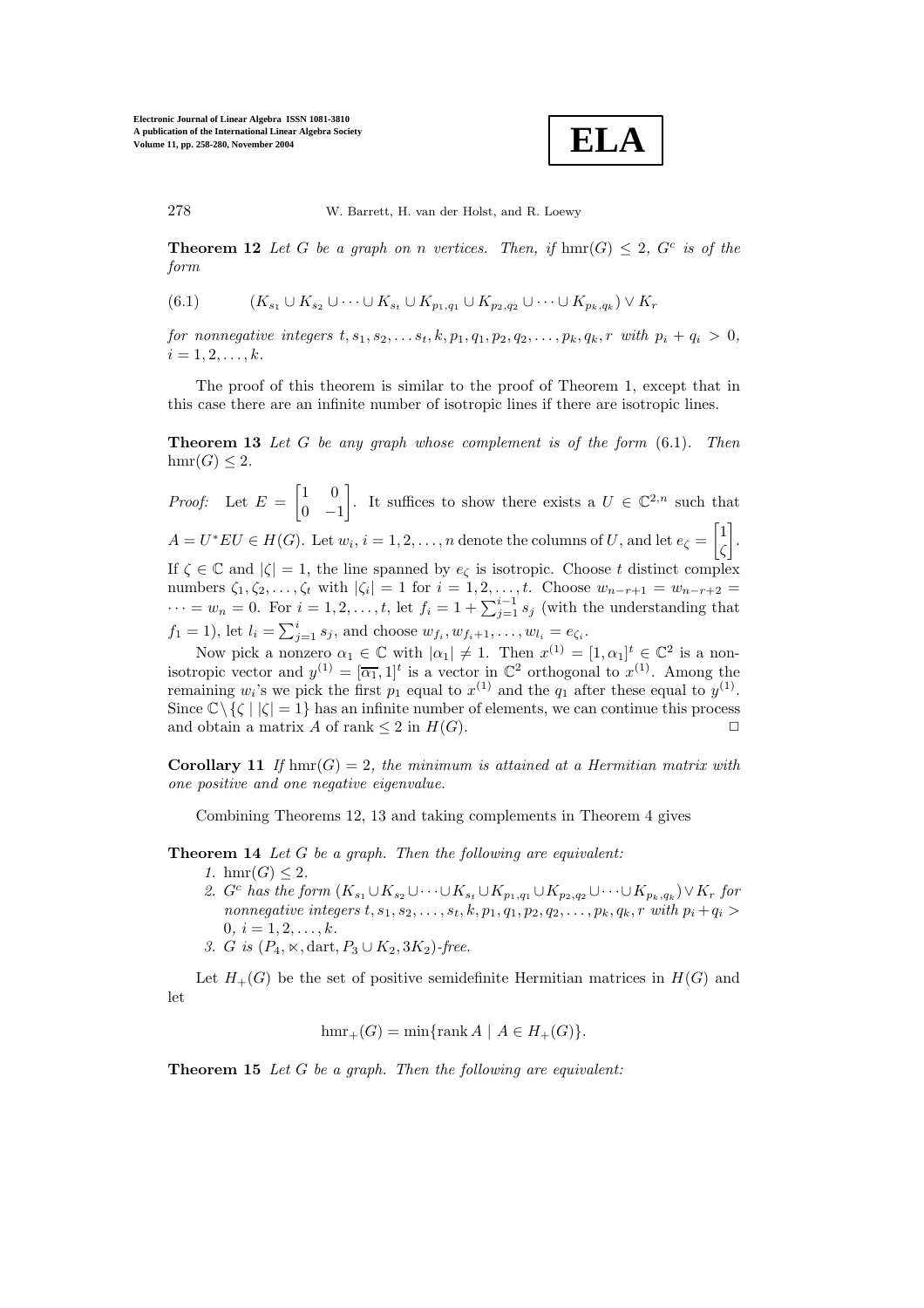**Theorem 12** *Let $G$ be a graph on $n$ vertices. Then, if $\text{hmr}(G) \leq 2$, $G^c$ is of the form*

$$(K_{s_1} \cup K_{s_2} \cup \cdots \cup K_{s_t} \cup K_{p_1,q_1} \cup K_{p_2,q_2} \cup \cdots \cup K_{p_k,q_k}) \vee K_r \tag{6.1}$$

*for nonnegative integers $t, s_1, s_2, \ldots s_t, k, p_1, q_1, p_2, q_2, \ldots, p_k, q_k, r$ with $p_i + q_i > 0$, $i = 1, 2, \ldots, k$.*

The proof of this theorem is similar to the proof of Theorem 1, except that in this case there are an infinite number of isotropic lines if there are isotropic lines.

**Theorem 13** *Let $G$ be any graph whose complement is of the form* (6.1). *Then* $\text{hmr}(G) \leq 2$.

*Proof:* Let $E = \begin{bmatrix} 1 & 0 \\ 0 & -1 \end{bmatrix}$. It suffices to show there exists a $U \in \mathbb{C}^{2,n}$ such that $A = U^* E U \in H(G)$. Let $w_i$, $i = 1, 2, \ldots, n$ denote the columns of $U$, and let $e_\zeta = \begin{bmatrix} 1 \\ \zeta \end{bmatrix}$. If $\zeta \in \mathbb{C}$ and $|\zeta| = 1$, the line spanned by $e_\zeta$ is isotropic. Choose $t$ distinct complex numbers $\zeta_1, \zeta_2, \ldots, \zeta_t$ with $|\zeta_i| = 1$ for $i = 1, 2, \ldots, t$. Choose $w_{n-r+1} = w_{n-r+2} = \cdots = w_n = 0$. For $i = 1, 2, \ldots, t$, let $f_i = 1 + \sum_{j=1}^{i-1} s_j$ (with the understanding that $f_1 = 1$), let $l_i = \sum_{j=1}^{i} s_j$, and choose $w_{f_i}, w_{f_i+1}, \ldots, w_{l_i} = e_{\zeta_i}$.

Now pick a nonzero $\alpha_1 \in \mathbb{C}$ with $|\alpha_1| \neq 1$. Then $x^{(1)} = [1, \alpha_1]^t \in \mathbb{C}^2$ is a non-isotropic vector and $y^{(1)} = [\overline{\alpha_1}, 1]^t$ is a vector in $\mathbb{C}^2$ orthogonal to $x^{(1)}$. Among the remaining $w_i$'s we pick the first $p_1$ equal to $x^{(1)}$ and the $q_1$ after these equal to $y^{(1)}$. Since $\mathbb{C} \setminus \{\zeta \mid |\zeta| = 1\}$ has an infinite number of elements, we can continue this process and obtain a matrix $A$ of rank $\leq 2$ in $H(G)$. □

**Corollary 11** *If $\text{hmr}(G) = 2$, the minimum is attained at a Hermitian matrix with one positive and one negative eigenvalue.*

Combining Theorems 12, 13 and taking complements in Theorem 4 gives

**Theorem 14** *Let $G$ be a graph. Then the following are equivalent:*

1. $\text{hmr}(G) \leq 2$.
2. *$G^c$ has the form $(K_{s_1} \cup K_{s_2} \cup \cdots \cup K_{s_t} \cup K_{p_1,q_1} \cup K_{p_2,q_2} \cup \cdots \cup K_{p_k,q_k}) \vee K_r$ for nonnegative integers $t, s_1, s_2, \ldots, s_t, k, p_1, q_1, p_2, q_2, \ldots, p_k, q_k, r$ with $p_i + q_i > 0$, $i = 1, 2, \ldots, k$.*
3. *$G$ is $(P_4, \ltimes, \text{dart}, P_3 \cup K_2, 3K_2)$-free.*

Let $H_+(G)$ be the set of positive semidefinite Hermitian matrices in $H(G)$ and let

$$\text{hmr}_+(G) = \min\{\text{rank}\, A \mid A \in H_+(G)\}.$$

**Theorem 15** *Let $G$ be a graph. Then the following are equivalent:*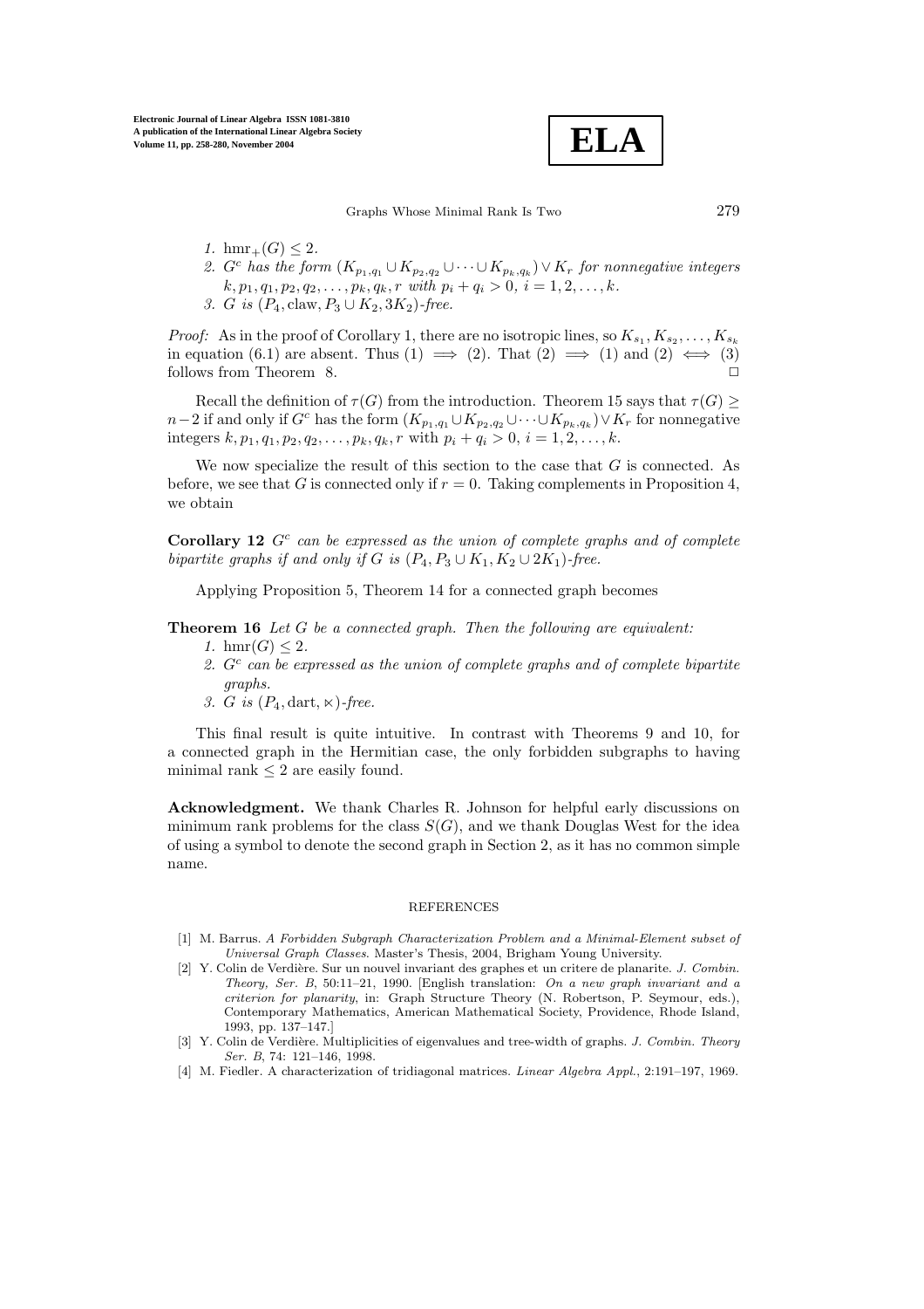1. $\operatorname{hmr}_+(G) \leq 2$.
2. $G^c$ has the form $(K_{p_1,q_1} \cup K_{p_2,q_2} \cup \cdots \cup K_{p_k,q_k}) \vee K_r$ for nonnegative integers $k, p_1, q_1, p_2, q_2, \ldots, p_k, q_k, r$ with $p_i + q_i > 0$, $i = 1, 2, \ldots, k$.
3. $G$ is $(P_4, \text{claw}, P_3 \cup K_2, 3K_2)$-free.

*Proof:* As in the proof of Corollary 1, there are no isotropic lines, so $K_{s_1}, K_{s_2}, \ldots, K_{s_k}$ in equation (6.1) are absent. Thus (1) $\implies$ (2). That (2) $\implies$ (1) and (2) $\iff$ (3) follows from Theorem 8. $\square$

Recall the definition of $\tau(G)$ from the introduction. Theorem 15 says that $\tau(G) \geq n-2$ if and only if $G^c$ has the form $(K_{p_1,q_1} \cup K_{p_2,q_2} \cup \cdots \cup K_{p_k,q_k}) \vee K_r$ for nonnegative integers $k, p_1, q_1, p_2, q_2, \ldots, p_k, q_k, r$ with $p_i + q_i > 0$, $i = 1, 2, \ldots, k$.

We now specialize the result of this section to the case that $G$ is connected. As before, we see that $G$ is connected only if $r = 0$. Taking complements in Proposition 4, we obtain

**Corollary 12** *$G^c$ can be expressed as the union of complete graphs and of complete bipartite graphs if and only if $G$ is $(P_4, P_3 \cup K_1, K_2 \cup 2K_1)$-free.*

Applying Proposition 5, Theorem 14 for a connected graph becomes

**Theorem 16** *Let $G$ be a connected graph. Then the following are equivalent:*

1. *$\operatorname{hmr}(G) \leq 2$.*
2. *$G^c$ can be expressed as the union of complete graphs and of complete bipartite graphs.*
3. *$G$ is $(P_4, \text{dart}, \ltimes)$-free.*

This final result is quite intuitive. In contrast with Theorems 9 and 10, for a connected graph in the Hermitian case, the only forbidden subgraphs to having minimal rank $\leq 2$ are easily found.

**Acknowledgment.** We thank Charles R. Johnson for helpful early discussions on minimum rank problems for the class $S(G)$, and we thank Douglas West for the idea of using a symbol to denote the second graph in Section 2, as it has no common simple name.

## REFERENCES

[1] M. Barrus. *A Forbidden Subgraph Characterization Problem and a Minimal-Element subset of Universal Graph Classes.* Master's Thesis, 2004, Brigham Young University.

[2] Y. Colin de Verdière. Sur un nouvel invariant des graphes et un critere de planarite. *J. Combin. Theory, Ser. B*, 50:11–21, 1990. [English translation: *On a new graph invariant and a criterion for planarity*, in: Graph Structure Theory (N. Robertson, P. Seymour, eds.), Contemporary Mathematics, American Mathematical Society, Providence, Rhode Island, 1993, pp. 137–147.]

[3] Y. Colin de Verdière. Multiplicities of eigenvalues and tree-width of graphs. *J. Combin. Theory Ser. B*, 74: 121–146, 1998.

[4] M. Fiedler. A characterization of tridiagonal matrices. *Linear Algebra Appl.*, 2:191–197, 1969.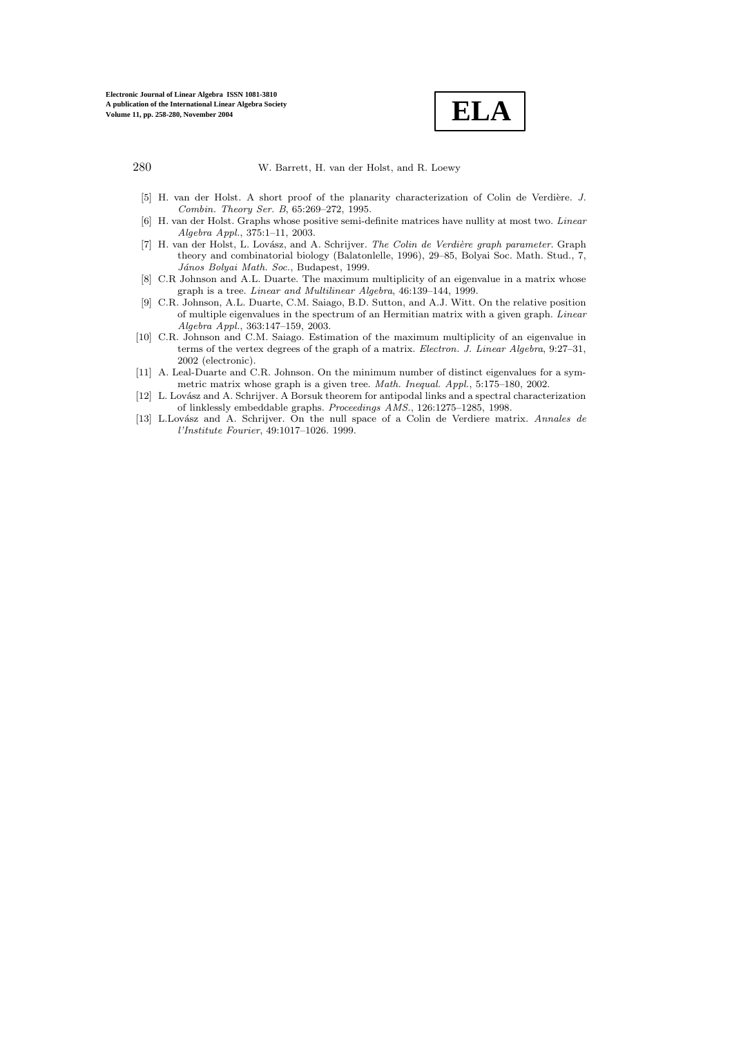[5] H. van der Holst. A short proof of the planarity characterization of Colin de Verdière. *J. Combin. Theory Ser. B*, 65:269–272, 1995.

[6] H. van der Holst. Graphs whose positive semi-definite matrices have nullity at most two. *Linear Algebra Appl.*, 375:1–11, 2003.

[7] H. van der Holst, L. Lovász, and A. Schrijver. *The Colin de Verdière graph parameter*. Graph theory and combinatorial biology (Balatonlelle, 1996), 29–85, Bolyai Soc. Math. Stud., 7, *János Bolyai Math. Soc.*, Budapest, 1999.

[8] C.R Johnson and A.L. Duarte. The maximum multiplicity of an eigenvalue in a matrix whose graph is a tree. *Linear and Multilinear Algebra*, 46:139–144, 1999.

[9] C.R. Johnson, A.L. Duarte, C.M. Saiago, B.D. Sutton, and A.J. Witt. On the relative position of multiple eigenvalues in the spectrum of an Hermitian matrix with a given graph. *Linear Algebra Appl.*, 363:147–159, 2003.

[10] C.R. Johnson and C.M. Saiago. Estimation of the maximum multiplicity of an eigenvalue in terms of the vertex degrees of the graph of a matrix. *Electron. J. Linear Algebra*, 9:27–31, 2002 (electronic).

[11] A. Leal-Duarte and C.R. Johnson. On the minimum number of distinct eigenvalues for a symmetric matrix whose graph is a given tree. *Math. Inequal. Appl.*, 5:175–180, 2002.

[12] L. Lovász and A. Schrijver. A Borsuk theorem for antipodal links and a spectral characterization of linklessly embeddable graphs. *Proceedings AMS.*, 126:1275–1285, 1998.

[13] L.Lovász and A. Schrijver. On the null space of a Colin de Verdiere matrix. *Annales de l'Institute Fourier*, 49:1017–1026. 1999.